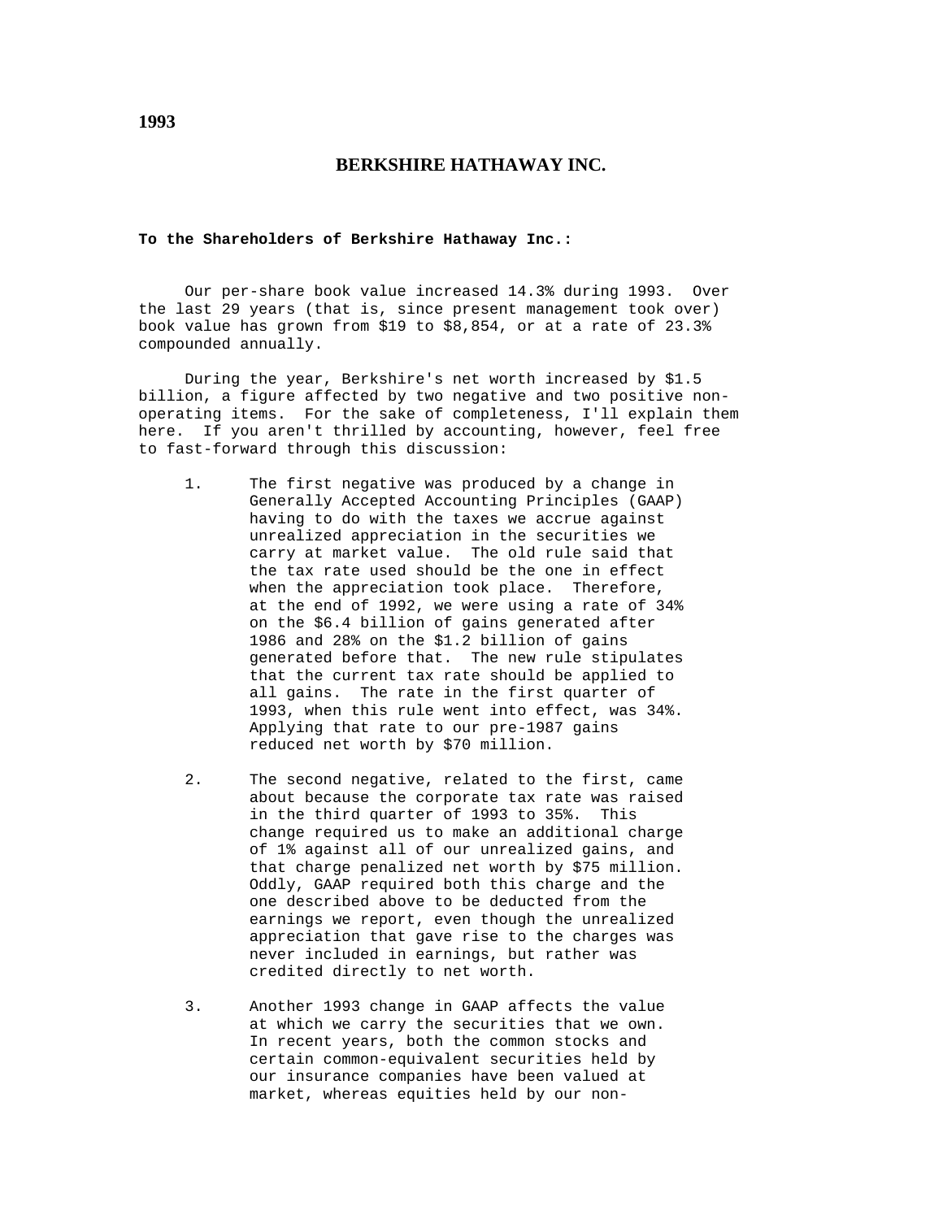**1993**

# BERKSHIRE HATHAWAY INC.

**To the Shareholders of Berkshire Hathaway Inc.:**

Our per-share book value increased 14.3% during 1993. Over the last 29 years (that is, since present management took over) book value has grown from $19 to $8,854, or at a rate of 23.3% compounded annually.

During the year, Berkshire's net worth increased by $1.5 billion, a figure affected by two negative and two positive non-operating items. For the sake of completeness, I'll explain them here. If you aren't thrilled by accounting, however, feel free to fast-forward through this discussion:

1. The first negative was produced by a change in Generally Accepted Accounting Principles (GAAP) having to do with the taxes we accrue against unrealized appreciation in the securities we carry at market value. The old rule said that the tax rate used should be the one in effect when the appreciation took place. Therefore, at the end of 1992, we were using a rate of 34% on the $6.4 billion of gains generated after 1986 and 28% on the $1.2 billion of gains generated before that. The new rule stipulates that the current tax rate should be applied to all gains. The rate in the first quarter of 1993, when this rule went into effect, was 34%. Applying that rate to our pre-1987 gains reduced net worth by $70 million.

2. The second negative, related to the first, came about because the corporate tax rate was raised in the third quarter of 1993 to 35%. This change required us to make an additional charge of 1% against all of our unrealized gains, and that charge penalized net worth by $75 million. Oddly, GAAP required both this charge and the one described above to be deducted from the earnings we report, even though the unrealized appreciation that gave rise to the charges was never included in earnings, but rather was credited directly to net worth.

3. Another 1993 change in GAAP affects the value at which we carry the securities that we own. In recent years, both the common stocks and certain common-equivalent securities held by our insurance companies have been valued at market, whereas equities held by our non-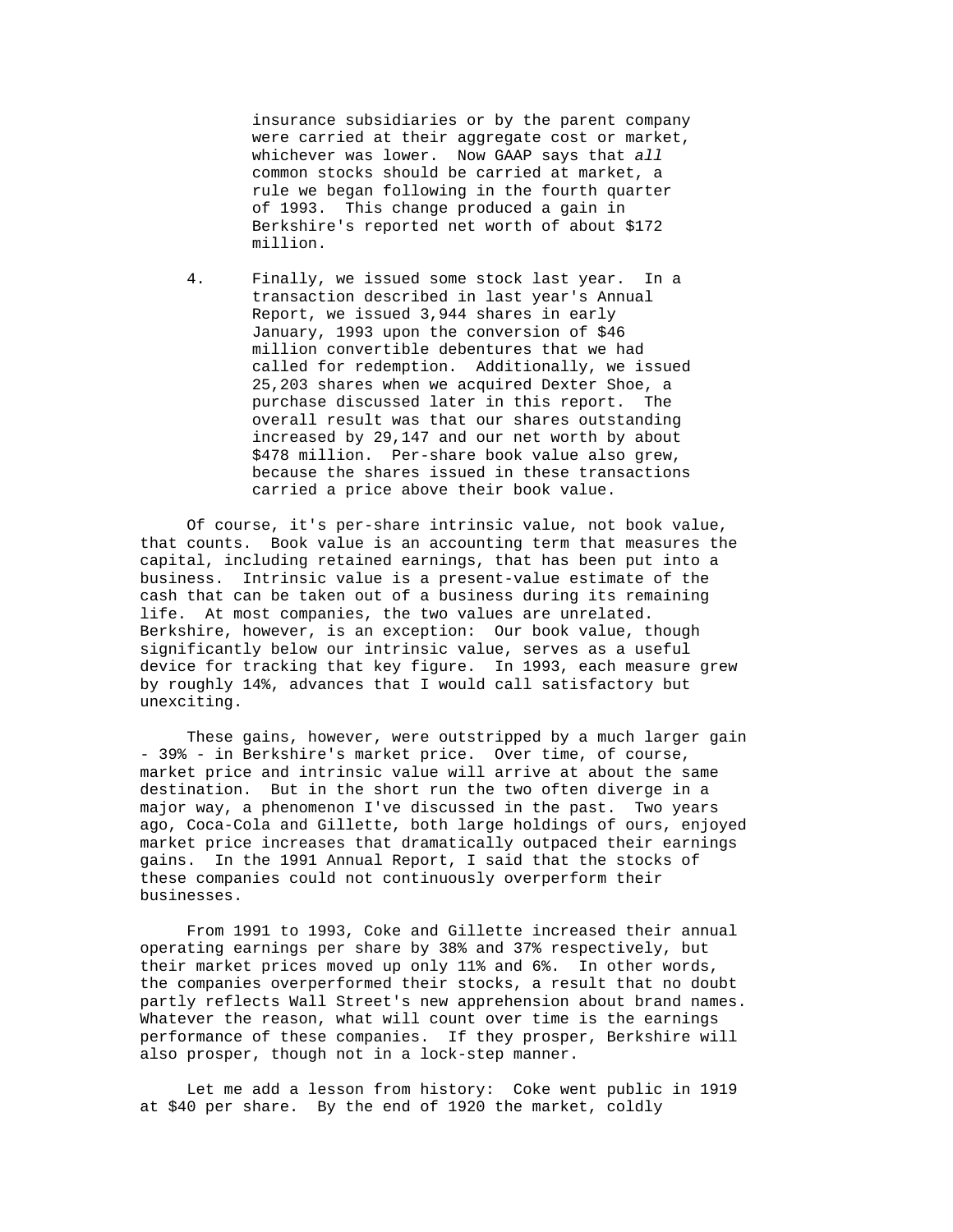insurance subsidiaries or by the parent company were carried at their aggregate cost or market, whichever was lower. Now GAAP says that *all* common stocks should be carried at market, a rule we began following in the fourth quarter of 1993. This change produced a gain in Berkshire's reported net worth of about $172 million.

4. Finally, we issued some stock last year. In a transaction described in last year's Annual Report, we issued 3,944 shares in early January, 1993 upon the conversion of $46 million convertible debentures that we had called for redemption. Additionally, we issued 25,203 shares when we acquired Dexter Shoe, a purchase discussed later in this report. The overall result was that our shares outstanding increased by 29,147 and our net worth by about $478 million. Per-share book value also grew, because the shares issued in these transactions carried a price above their book value.

Of course, it's per-share intrinsic value, not book value, that counts. Book value is an accounting term that measures the capital, including retained earnings, that has been put into a business. Intrinsic value is a present-value estimate of the cash that can be taken out of a business during its remaining life. At most companies, the two values are unrelated. Berkshire, however, is an exception: Our book value, though significantly below our intrinsic value, serves as a useful device for tracking that key figure. In 1993, each measure grew by roughly 14%, advances that I would call satisfactory but unexciting.

These gains, however, were outstripped by a much larger gain - 39% - in Berkshire's market price. Over time, of course, market price and intrinsic value will arrive at about the same destination. But in the short run the two often diverge in a major way, a phenomenon I've discussed in the past. Two years ago, Coca-Cola and Gillette, both large holdings of ours, enjoyed market price increases that dramatically outpaced their earnings gains. In the 1991 Annual Report, I said that the stocks of these companies could not continuously overperform their businesses.

From 1991 to 1993, Coke and Gillette increased their annual operating earnings per share by 38% and 37% respectively, but their market prices moved up only 11% and 6%. In other words, the companies overperformed their stocks, a result that no doubt partly reflects Wall Street's new apprehension about brand names. Whatever the reason, what will count over time is the earnings performance of these companies. If they prosper, Berkshire will also prosper, though not in a lock-step manner.

Let me add a lesson from history: Coke went public in 1919 at $40 per share. By the end of 1920 the market, coldly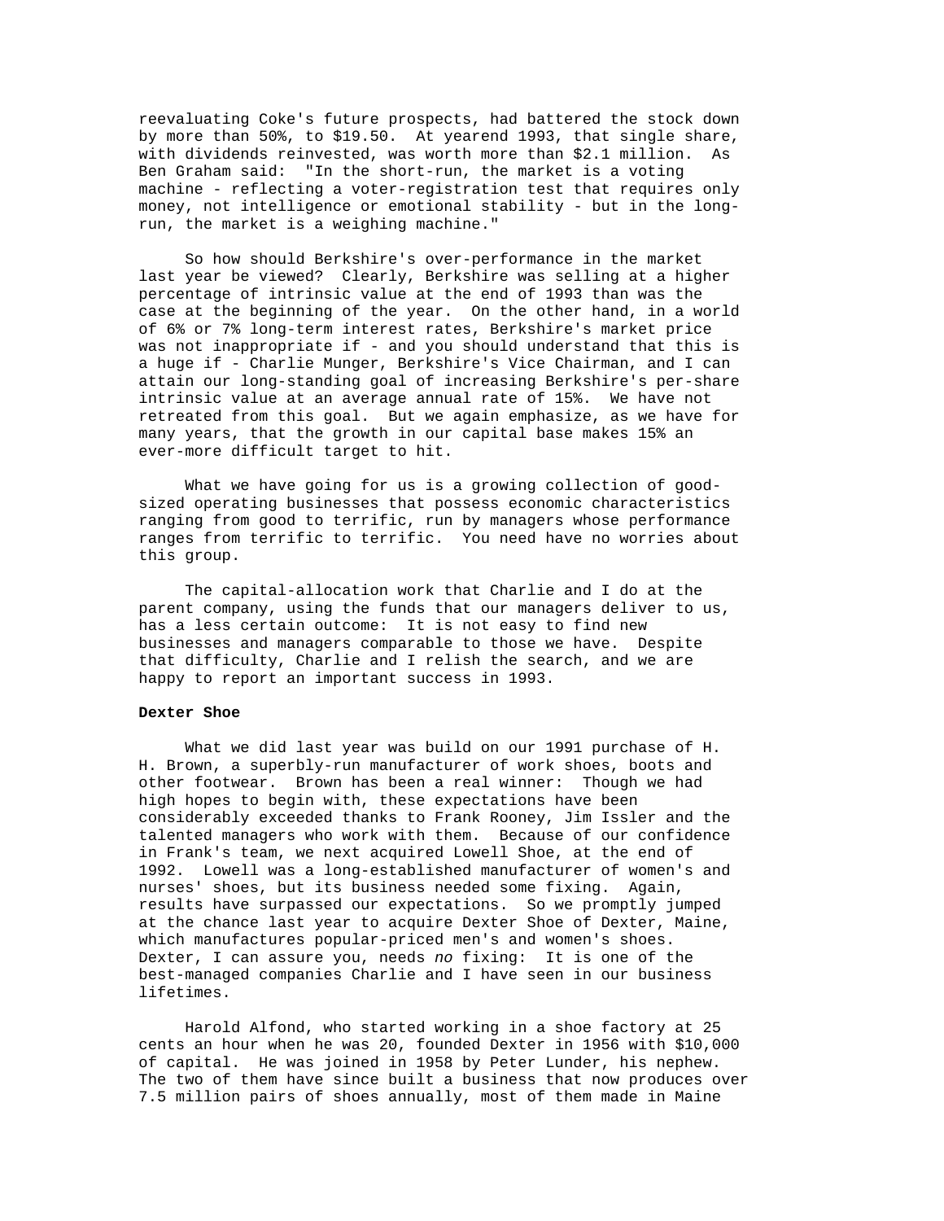reevaluating Coke's future prospects, had battered the stock down by more than 50%, to $19.50. At yearend 1993, that single share, with dividends reinvested, was worth more than $2.1 million. As Ben Graham said: "In the short-run, the market is a voting machine - reflecting a voter-registration test that requires only money, not intelligence or emotional stability - but in the long-run, the market is a weighing machine."

So how should Berkshire's over-performance in the market last year be viewed? Clearly, Berkshire was selling at a higher percentage of intrinsic value at the end of 1993 than was the case at the beginning of the year. On the other hand, in a world of 6% or 7% long-term interest rates, Berkshire's market price was not inappropriate if - and you should understand that this is a huge if - Charlie Munger, Berkshire's Vice Chairman, and I can attain our long-standing goal of increasing Berkshire's per-share intrinsic value at an average annual rate of 15%. We have not retreated from this goal. But we again emphasize, as we have for many years, that the growth in our capital base makes 15% an ever-more difficult target to hit.

What we have going for us is a growing collection of good-sized operating businesses that possess economic characteristics ranging from good to terrific, run by managers whose performance ranges from terrific to terrific. You need have no worries about this group.

The capital-allocation work that Charlie and I do at the parent company, using the funds that our managers deliver to us, has a less certain outcome: It is not easy to find new businesses and managers comparable to those we have. Despite that difficulty, Charlie and I relish the search, and we are happy to report an important success in 1993.

**Dexter Shoe**

What we did last year was build on our 1991 purchase of H. H. Brown, a superbly-run manufacturer of work shoes, boots and other footwear. Brown has been a real winner: Though we had high hopes to begin with, these expectations have been considerably exceeded thanks to Frank Rooney, Jim Issler and the talented managers who work with them. Because of our confidence in Frank's team, we next acquired Lowell Shoe, at the end of 1992. Lowell was a long-established manufacturer of women's and nurses' shoes, but its business needed some fixing. Again, results have surpassed our expectations. So we promptly jumped at the chance last year to acquire Dexter Shoe of Dexter, Maine, which manufactures popular-priced men's and women's shoes. Dexter, I can assure you, needs *no* fixing: It is one of the best-managed companies Charlie and I have seen in our business lifetimes.

Harold Alfond, who started working in a shoe factory at 25 cents an hour when he was 20, founded Dexter in 1956 with $10,000 of capital. He was joined in 1958 by Peter Lunder, his nephew. The two of them have since built a business that now produces over 7.5 million pairs of shoes annually, most of them made in Maine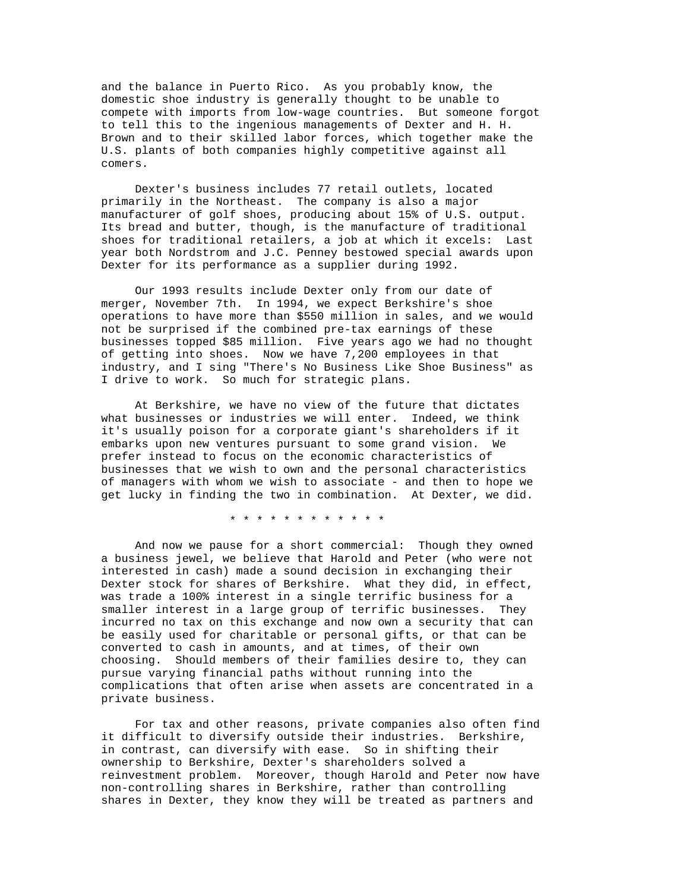and the balance in Puerto Rico. As you probably know, the domestic shoe industry is generally thought to be unable to compete with imports from low-wage countries. But someone forgot to tell this to the ingenious managements of Dexter and H. H. Brown and to their skilled labor forces, which together make the U.S. plants of both companies highly competitive against all comers.

Dexter's business includes 77 retail outlets, located primarily in the Northeast. The company is also a major manufacturer of golf shoes, producing about 15% of U.S. output. Its bread and butter, though, is the manufacture of traditional shoes for traditional retailers, a job at which it excels: Last year both Nordstrom and J.C. Penney bestowed special awards upon Dexter for its performance as a supplier during 1992.

Our 1993 results include Dexter only from our date of merger, November 7th. In 1994, we expect Berkshire's shoe operations to have more than $550 million in sales, and we would not be surprised if the combined pre-tax earnings of these businesses topped $85 million. Five years ago we had no thought of getting into shoes. Now we have 7,200 employees in that industry, and I sing "There's No Business Like Shoe Business" as I drive to work. So much for strategic plans.

At Berkshire, we have no view of the future that dictates what businesses or industries we will enter. Indeed, we think it's usually poison for a corporate giant's shareholders if it embarks upon new ventures pursuant to some grand vision. We prefer instead to focus on the economic characteristics of businesses that we wish to own and the personal characteristics of managers with whom we wish to associate - and then to hope we get lucky in finding the two in combination. At Dexter, we did.

* * * * * * * * * * * *

And now we pause for a short commercial: Though they owned a business jewel, we believe that Harold and Peter (who were not interested in cash) made a sound decision in exchanging their Dexter stock for shares of Berkshire. What they did, in effect, was trade a 100% interest in a single terrific business for a smaller interest in a large group of terrific businesses. They incurred no tax on this exchange and now own a security that can be easily used for charitable or personal gifts, or that can be converted to cash in amounts, and at times, of their own choosing. Should members of their families desire to, they can pursue varying financial paths without running into the complications that often arise when assets are concentrated in a private business.

For tax and other reasons, private companies also often find it difficult to diversify outside their industries. Berkshire, in contrast, can diversify with ease. So in shifting their ownership to Berkshire, Dexter's shareholders solved a reinvestment problem. Moreover, though Harold and Peter now have non-controlling shares in Berkshire, rather than controlling shares in Dexter, they know they will be treated as partners and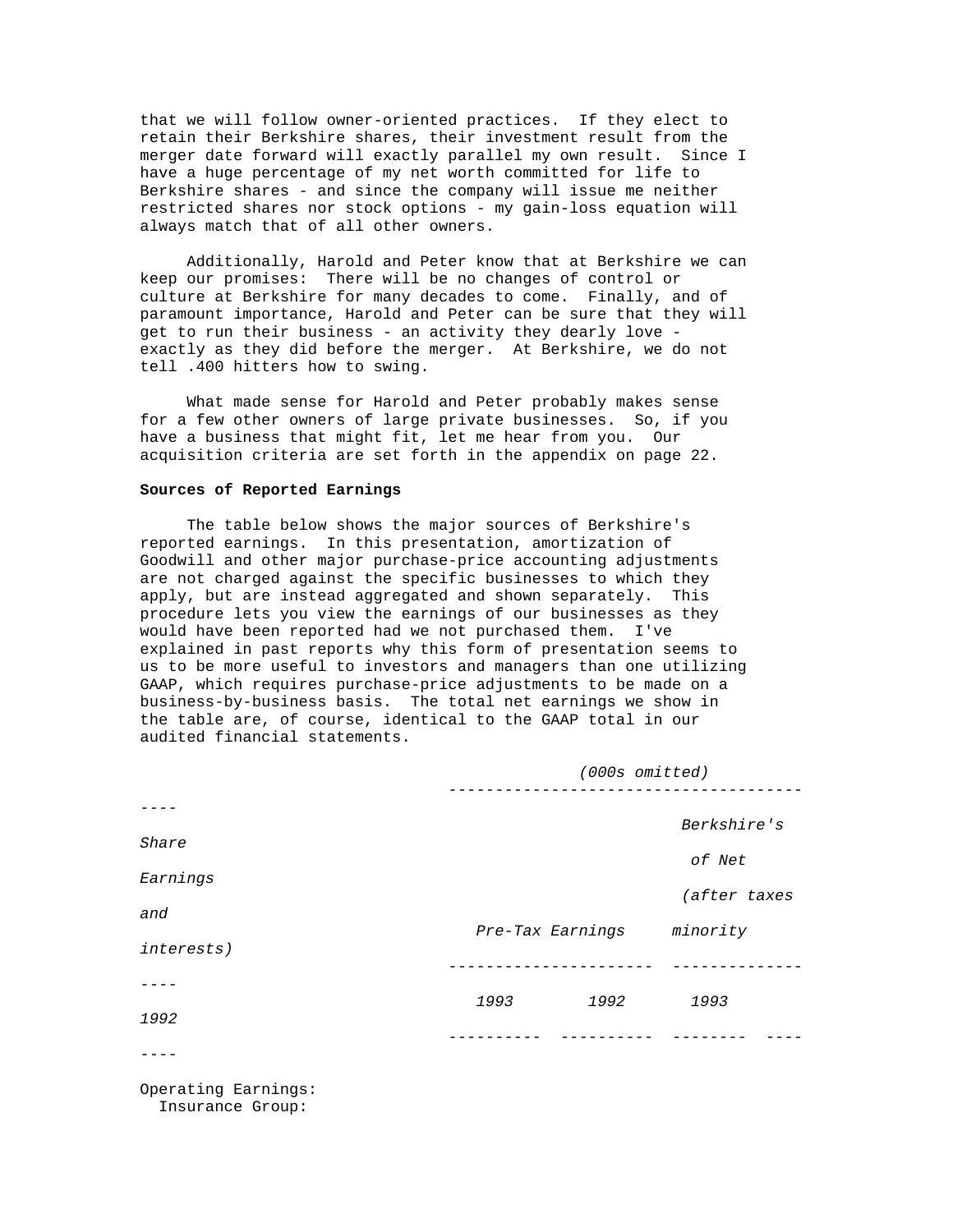that we will follow owner-oriented practices. If they elect to retain their Berkshire shares, their investment result from the merger date forward will exactly parallel my own result. Since I have a huge percentage of my net worth committed for life to Berkshire shares - and since the company will issue me neither restricted shares nor stock options - my gain-loss equation will always match that of all other owners.

Additionally, Harold and Peter know that at Berkshire we can keep our promises: There will be no changes of control or culture at Berkshire for many decades to come. Finally, and of paramount importance, Harold and Peter can be sure that they will get to run their business - an activity they dearly love - exactly as they did before the merger. At Berkshire, we do not tell .400 hitters how to swing.

What made sense for Harold and Peter probably makes sense for a few other owners of large private businesses. So, if you have a business that might fit, let me hear from you. Our acquisition criteria are set forth in the appendix on page 22.

**Sources of Reported Earnings**

The table below shows the major sources of Berkshire's reported earnings. In this presentation, amortization of Goodwill and other major purchase-price accounting adjustments are not charged against the specific businesses to which they apply, but are instead aggregated and shown separately. This procedure lets you view the earnings of our businesses as they would have been reported had we not purchased them. I've explained in past reports why this form of presentation seems to us to be more useful to investors and managers than one utilizing GAAP, which requires purchase-price adjustments to be made on a business-by-business basis. The total net earnings we show in the table are, of course, identical to the GAAP total in our audited financial statements.

| | *(000s omitted)* | | | |
|---|---|---|---|---|
| | *Pre-Tax Earnings* | | *Berkshire's Share of Net Earnings (after taxes and minority interests)* | |
| | *1993* | *1992* | *1993* | *1992* |
| Operating Earnings: | | | | |
| Insurance Group: | | | | |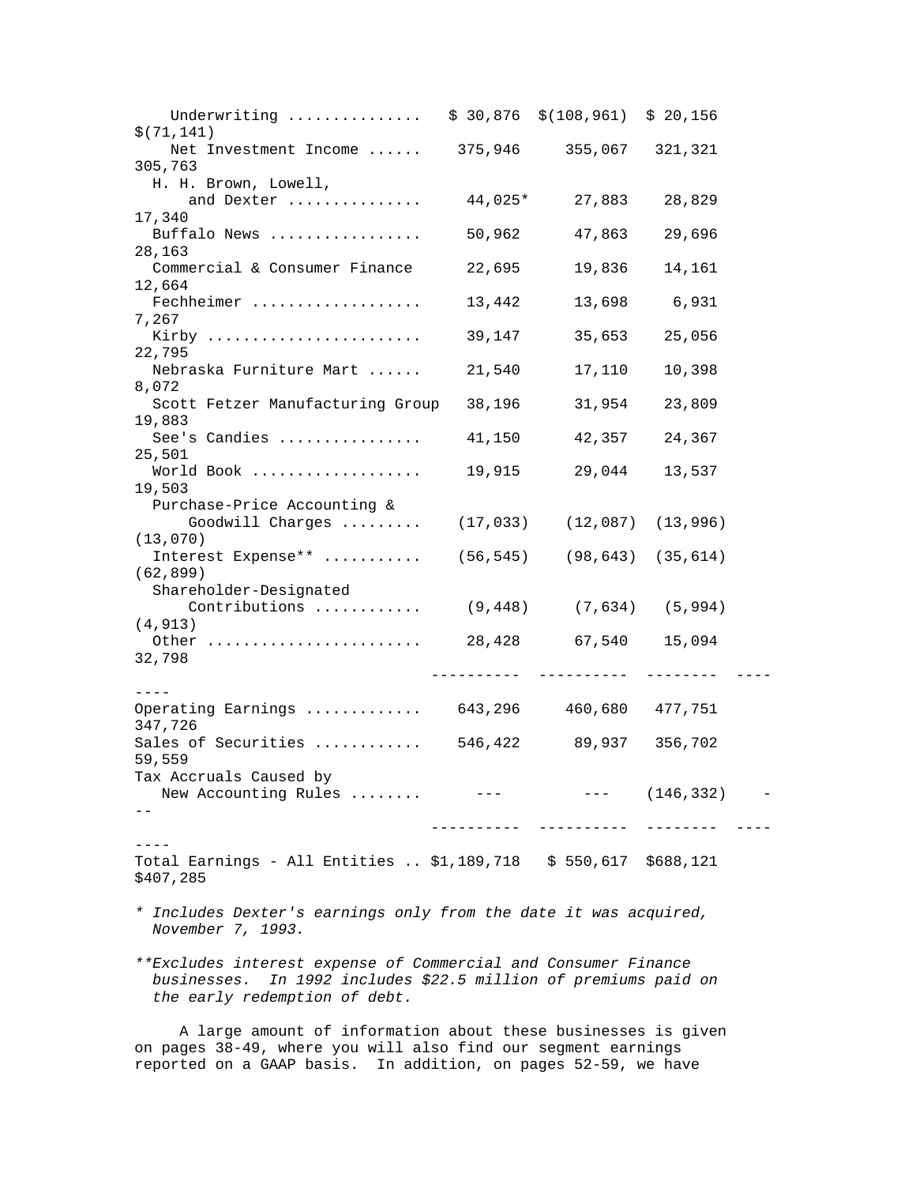| | | | | |
|---|---|---|---|---|
| Underwriting .............. | $ 30,876 | $(108,961) | $ 20,156 | $(71,141) |
| Net Investment Income ...... | 375,946 | 355,067 | 321,321 | 305,763 |
| H. H. Brown, Lowell, and Dexter .............. | 44,025* | 27,883 | 28,829 | 17,340 |
| Buffalo News ................ | 50,962 | 47,863 | 29,696 | 28,163 |
| Commercial & Consumer Finance | 22,695 | 19,836 | 14,161 | 12,664 |
| Fechheimer .................. | 13,442 | 13,698 | 6,931 | 7,267 |
| Kirby ....................... | 39,147 | 35,653 | 25,056 | 22,795 |
| Nebraska Furniture Mart ...... | 21,540 | 17,110 | 10,398 | 8,072 |
| Scott Fetzer Manufacturing Group | 38,196 | 31,954 | 23,809 | 19,883 |
| See's Candies ............... | 41,150 | 42,357 | 24,367 | 25,501 |
| World Book .................. | 19,915 | 29,044 | 13,537 | 19,503 |
| Purchase-Price Accounting & Goodwill Charges ......... | (17,033) | (12,087) | (13,996) | (13,070) |
| Interest Expense** .......... | (56,545) | (98,643) | (35,614) | (62,899) |
| Shareholder-Designated Contributions ........... | (9,448) | (7,634) | (5,994) | (4,913) |
| Other ....................... | 28,428 | 67,540 | 15,094 | 32,798 |
| Operating Earnings ............ | 643,296 | 460,680 | 477,751 | 347,726 |
| Sales of Securities ........... | 546,422 | 89,937 | 356,702 | 59,559 |
| Tax Accruals Caused by New Accounting Rules ........ | --- | --- | (146,332) | --- |
| Total Earnings - All Entities .. | $1,189,718 | $ 550,617 | $688,121 | $407,285 |

*\* Includes Dexter's earnings only from the date it was acquired, November 7, 1993.*

*\*\*Excludes interest expense of Commercial and Consumer Finance businesses. In 1992 includes $22.5 million of premiums paid on the early redemption of debt.*

A large amount of information about these businesses is given on pages 38-49, where you will also find our segment earnings reported on a GAAP basis. In addition, on pages 52-59, we have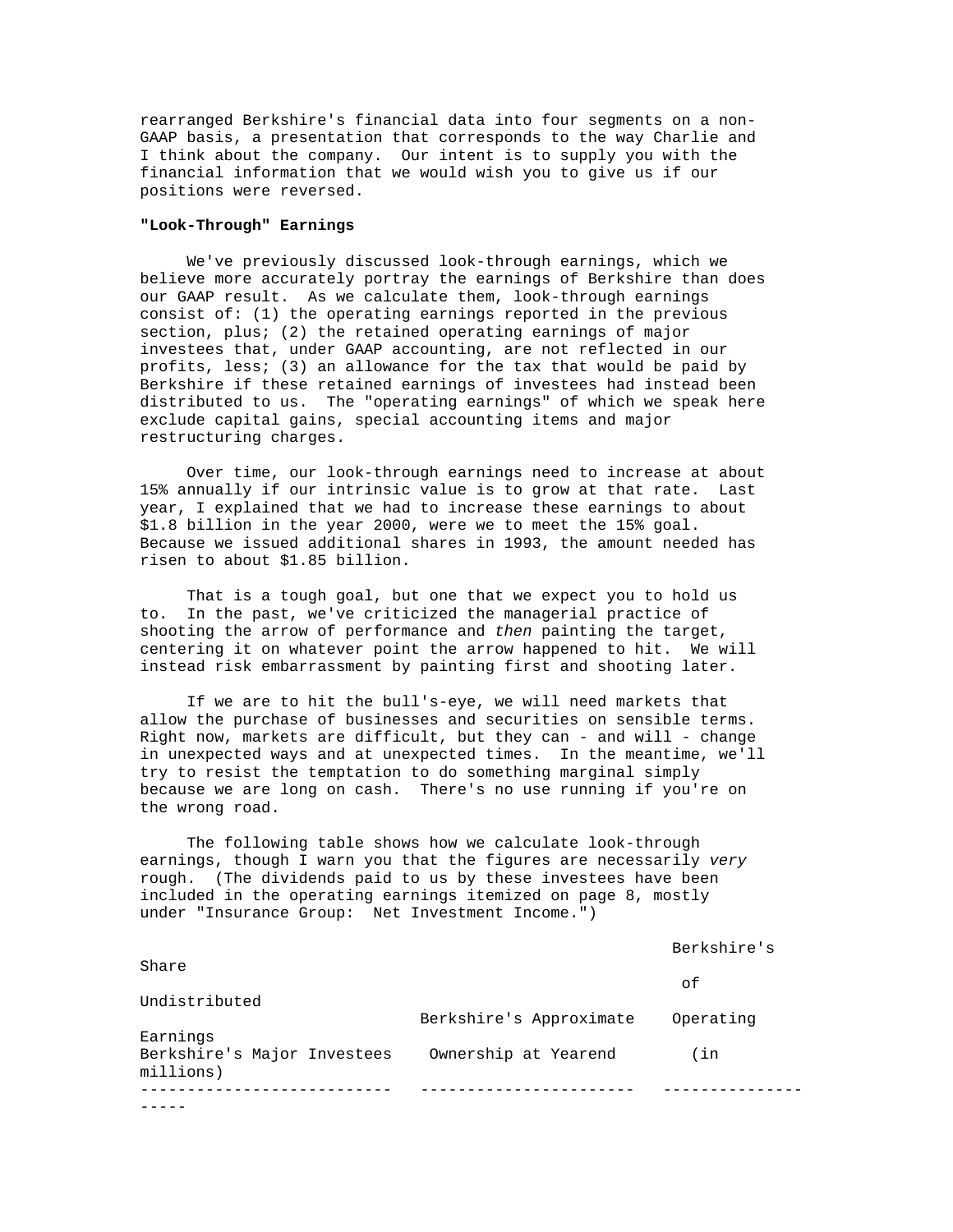rearranged Berkshire's financial data into four segments on a non-GAAP basis, a presentation that corresponds to the way Charlie and I think about the company. Our intent is to supply you with the financial information that we would wish you to give us if our positions were reversed.

**"Look-Through" Earnings**

We've previously discussed look-through earnings, which we believe more accurately portray the earnings of Berkshire than does our GAAP result. As we calculate them, look-through earnings consist of: (1) the operating earnings reported in the previous section, plus; (2) the retained operating earnings of major investees that, under GAAP accounting, are not reflected in our profits, less; (3) an allowance for the tax that would be paid by Berkshire if these retained earnings of investees had instead been distributed to us. The "operating earnings" of which we speak here exclude capital gains, special accounting items and major restructuring charges.

Over time, our look-through earnings need to increase at about 15% annually if our intrinsic value is to grow at that rate. Last year, I explained that we had to increase these earnings to about \$1.8 billion in the year 2000, were we to meet the 15% goal. Because we issued additional shares in 1993, the amount needed has risen to about \$1.85 billion.

That is a tough goal, but one that we expect you to hold us to. In the past, we've criticized the managerial practice of shooting the arrow of performance and *then* painting the target, centering it on whatever point the arrow happened to hit. We will instead risk embarrassment by painting first and shooting later.

If we are to hit the bull's-eye, we will need markets that allow the purchase of businesses and securities on sensible terms. Right now, markets are difficult, but they can - and will - change in unexpected ways and at unexpected times. In the meantime, we'll try to resist the temptation to do something marginal simply because we are long on cash. There's no use running if you're on the wrong road.

The following table shows how we calculate look-through earnings, though I warn you that the figures are necessarily *very* rough. (The dividends paid to us by these investees have been included in the operating earnings itemized on page 8, mostly under "Insurance Group: Net Investment Income.")

| Berkshire's Major Investees | Berkshire's Approximate Ownership at Yearend | Berkshire's Share of Undistributed Operating Earnings (in millions) |
|---|---|---|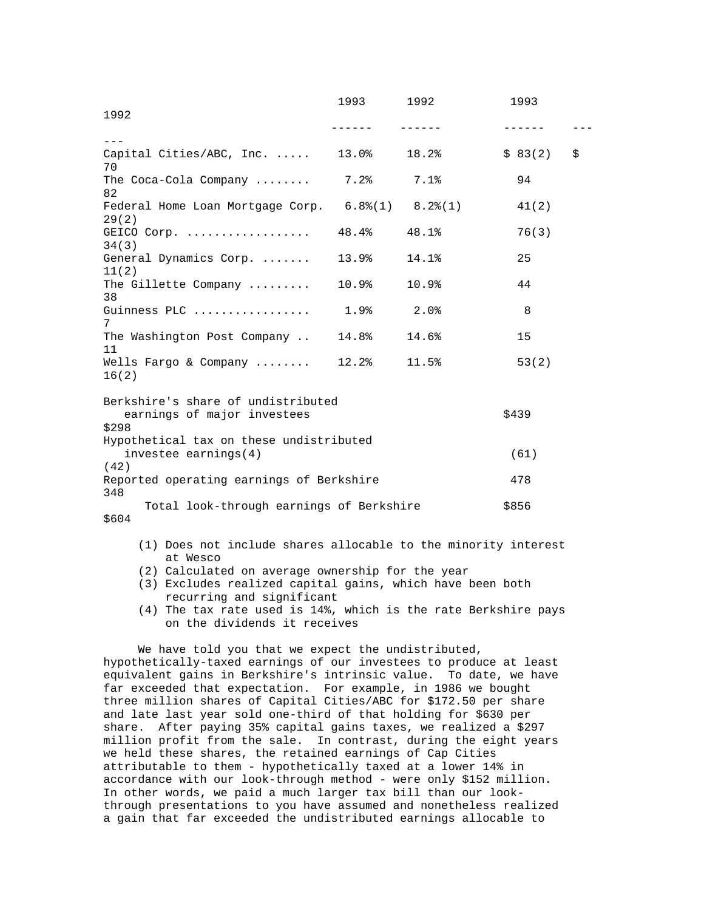| | 1993 | 1992 | 1993 | 1992 |
|---|---|---|---|---|
| | ------ | ------ | ------ | ------ |
| Capital Cities/ABC, Inc. ..... | 13.0% | 18.2% | $ 83(2) | $ 70 |
| The Coca-Cola Company ........ | 7.2% | 7.1% | 94 | 82 |
| Federal Home Loan Mortgage Corp. | 6.8%(1) | 8.2%(1) | 41(2) | 29(2) |
| GEICO Corp. .................. | 48.4% | 48.1% | 76(3) | 34(3) |
| General Dynamics Corp. ....... | 13.9% | 14.1% | 25 | 11(2) |
| The Gillette Company ......... | 10.9% | 10.9% | 44 | 38 |
| Guinness PLC ................ | 1.9% | 2.0% | 8 | 7 |
| The Washington Post Company .. | 14.8% | 14.6% | 15 | 11 |
| Wells Fargo & Company ........ | 12.2% | 11.5% | 53(2) | 16(2) |
| Berkshire's share of undistributed earnings of major investees | | | $439 | $298 |
| Hypothetical tax on these undistributed investee earnings(4) | | | (61) | (42) |
| Reported operating earnings of Berkshire | | | 478 | 348 |
| Total look-through earnings of Berkshire | | | $856 | $604 |

(1) Does not include shares allocable to the minority interest at Wesco
(2) Calculated on average ownership for the year
(3) Excludes realized capital gains, which have been both recurring and significant
(4) The tax rate used is 14%, which is the rate Berkshire pays on the dividends it receives

We have told you that we expect the undistributed, hypothetically-taxed earnings of our investees to produce at least equivalent gains in Berkshire's intrinsic value. To date, we have far exceeded that expectation. For example, in 1986 we bought three million shares of Capital Cities/ABC for $172.50 per share and late last year sold one-third of that holding for $630 per share. After paying 35% capital gains taxes, we realized a $297 million profit from the sale. In contrast, during the eight years we held these shares, the retained earnings of Cap Cities attributable to them - hypothetically taxed at a lower 14% in accordance with our look-through method - were only $152 million. In other words, we paid a much larger tax bill than our look-through presentations to you have assumed and nonetheless realized a gain that far exceeded the undistributed earnings allocable to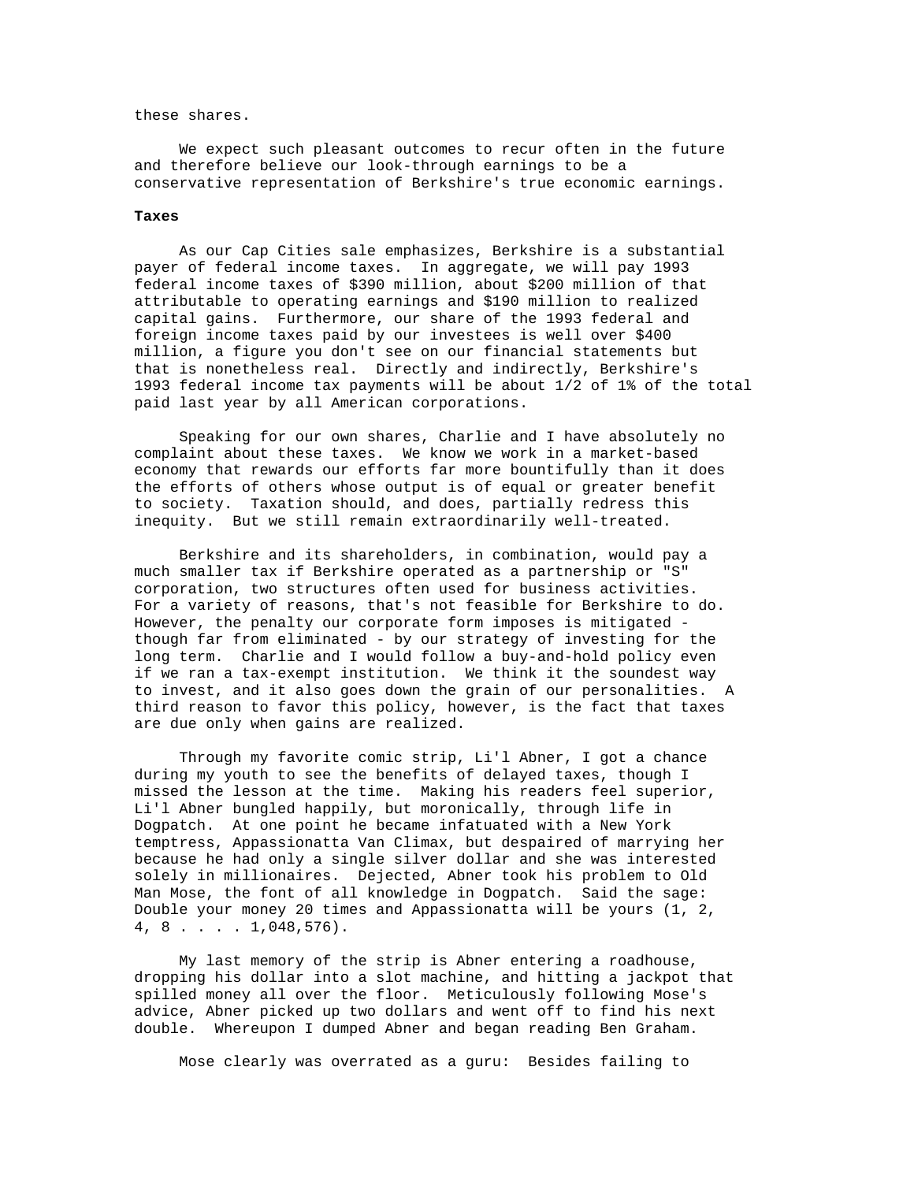these shares.

We expect such pleasant outcomes to recur often in the future and therefore believe our look-through earnings to be a conservative representation of Berkshire's true economic earnings.

**Taxes**

As our Cap Cities sale emphasizes, Berkshire is a substantial payer of federal income taxes. In aggregate, we will pay 1993 federal income taxes of $390 million, about $200 million of that attributable to operating earnings and $190 million to realized capital gains. Furthermore, our share of the 1993 federal and foreign income taxes paid by our investees is well over $400 million, a figure you don't see on our financial statements but that is nonetheless real. Directly and indirectly, Berkshire's 1993 federal income tax payments will be about 1/2 of 1% of the total paid last year by all American corporations.

Speaking for our own shares, Charlie and I have absolutely no complaint about these taxes. We know we work in a market-based economy that rewards our efforts far more bountifully than it does the efforts of others whose output is of equal or greater benefit to society. Taxation should, and does, partially redress this inequity. But we still remain extraordinarily well-treated.

Berkshire and its shareholders, in combination, would pay a much smaller tax if Berkshire operated as a partnership or "S" corporation, two structures often used for business activities. For a variety of reasons, that's not feasible for Berkshire to do. However, the penalty our corporate form imposes is mitigated - though far from eliminated - by our strategy of investing for the long term. Charlie and I would follow a buy-and-hold policy even if we ran a tax-exempt institution. We think it the soundest way to invest, and it also goes down the grain of our personalities. A third reason to favor this policy, however, is the fact that taxes are due only when gains are realized.

Through my favorite comic strip, Li'l Abner, I got a chance during my youth to see the benefits of delayed taxes, though I missed the lesson at the time. Making his readers feel superior, Li'l Abner bungled happily, but moronically, through life in Dogpatch. At one point he became infatuated with a New York temptress, Appassionatta Van Climax, but despaired of marrying her because he had only a single silver dollar and she was interested solely in millionaires. Dejected, Abner took his problem to Old Man Mose, the font of all knowledge in Dogpatch. Said the sage: Double your money 20 times and Appassionatta will be yours (1, 2, 4, 8 . . . . 1,048,576).

My last memory of the strip is Abner entering a roadhouse, dropping his dollar into a slot machine, and hitting a jackpot that spilled money all over the floor. Meticulously following Mose's advice, Abner picked up two dollars and went off to find his next double. Whereupon I dumped Abner and began reading Ben Graham.

Mose clearly was overrated as a guru: Besides failing to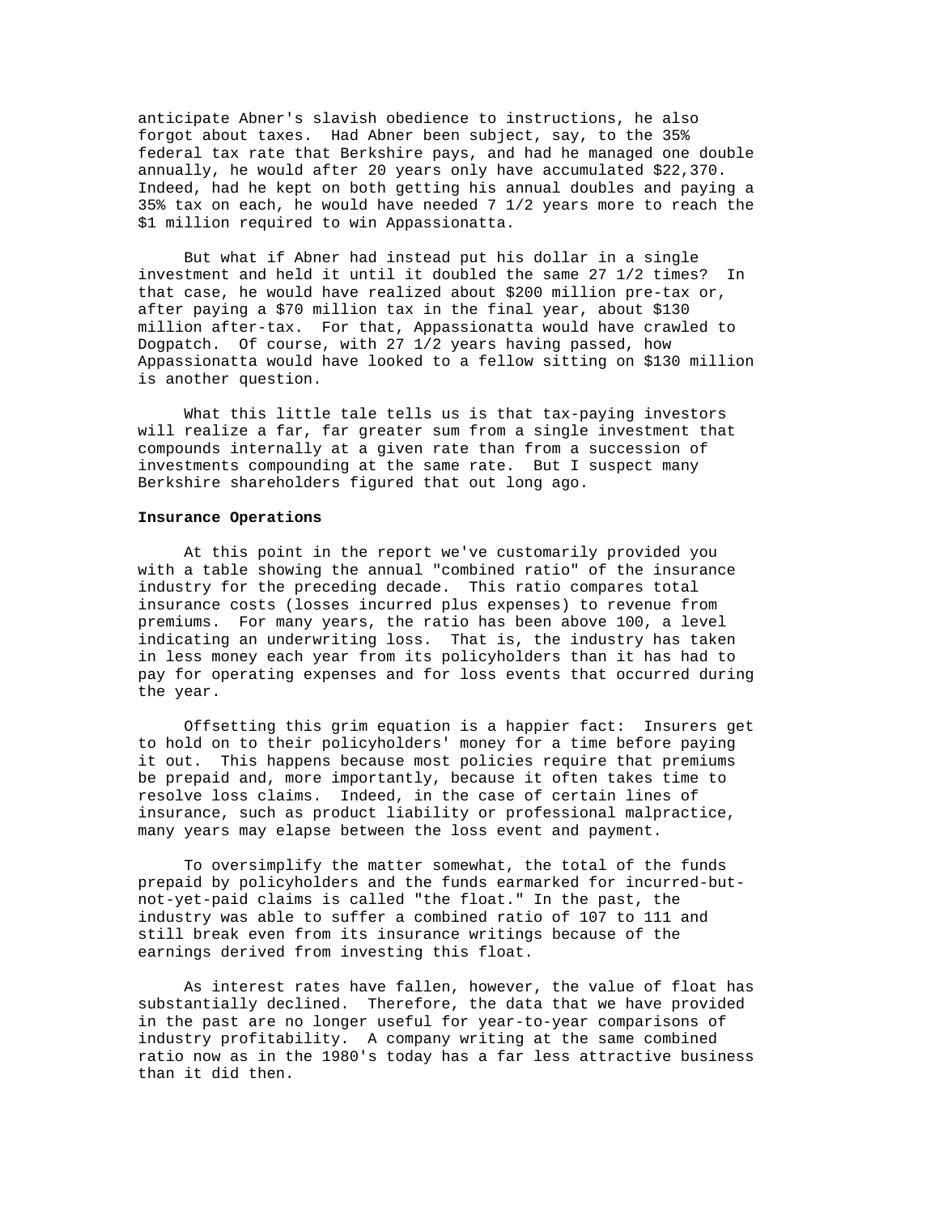anticipate Abner's slavish obedience to instructions, he also forgot about taxes. Had Abner been subject, say, to the 35% federal tax rate that Berkshire pays, and had he managed one double annually, he would after 20 years only have accumulated $22,370. Indeed, had he kept on both getting his annual doubles and paying a 35% tax on each, he would have needed 7 1/2 years more to reach the $1 million required to win Appassionatta.

But what if Abner had instead put his dollar in a single investment and held it until it doubled the same 27 1/2 times? In that case, he would have realized about $200 million pre-tax or, after paying a $70 million tax in the final year, about $130 million after-tax. For that, Appassionatta would have crawled to Dogpatch. Of course, with 27 1/2 years having passed, how Appassionatta would have looked to a fellow sitting on $130 million is another question.

What this little tale tells us is that tax-paying investors will realize a far, far greater sum from a single investment that compounds internally at a given rate than from a succession of investments compounding at the same rate. But I suspect many Berkshire shareholders figured that out long ago.

**Insurance Operations**

At this point in the report we've customarily provided you with a table showing the annual "combined ratio" of the insurance industry for the preceding decade. This ratio compares total insurance costs (losses incurred plus expenses) to revenue from premiums. For many years, the ratio has been above 100, a level indicating an underwriting loss. That is, the industry has taken in less money each year from its policyholders than it has had to pay for operating expenses and for loss events that occurred during the year.

Offsetting this grim equation is a happier fact: Insurers get to hold on to their policyholders' money for a time before paying it out. This happens because most policies require that premiums be prepaid and, more importantly, because it often takes time to resolve loss claims. Indeed, in the case of certain lines of insurance, such as product liability or professional malpractice, many years may elapse between the loss event and payment.

To oversimplify the matter somewhat, the total of the funds prepaid by policyholders and the funds earmarked for incurred-but-not-yet-paid claims is called "the float." In the past, the industry was able to suffer a combined ratio of 107 to 111 and still break even from its insurance writings because of the earnings derived from investing this float.

As interest rates have fallen, however, the value of float has substantially declined. Therefore, the data that we have provided in the past are no longer useful for year-to-year comparisons of industry profitability. A company writing at the same combined ratio now as in the 1980's today has a far less attractive business than it did then.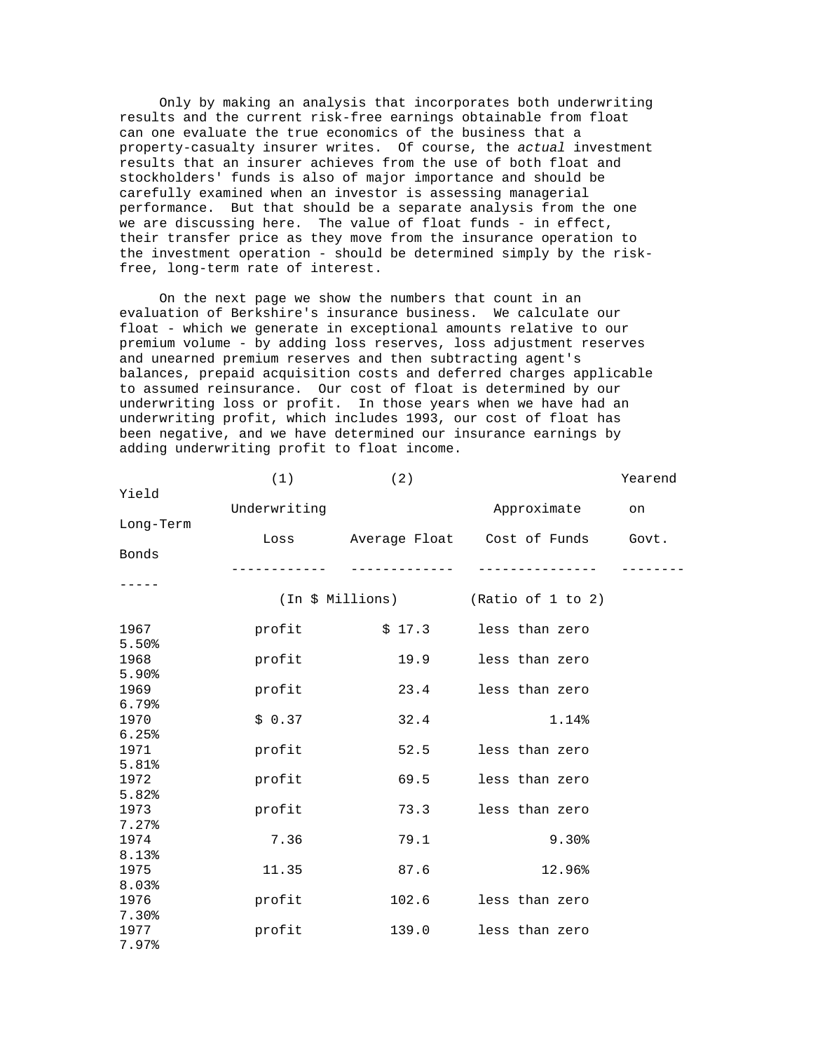Only by making an analysis that incorporates both underwriting results and the current risk-free earnings obtainable from float can one evaluate the true economics of the business that a property-casualty insurer writes. Of course, the *actual* investment results that an insurer achieves from the use of both float and stockholders' funds is also of major importance and should be carefully examined when an investor is assessing managerial performance. But that should be a separate analysis from the one we are discussing here. The value of float funds - in effect, their transfer price as they move from the insurance operation to the investment operation - should be determined simply by the risk-free, long-term rate of interest.

On the next page we show the numbers that count in an evaluation of Berkshire's insurance business. We calculate our float - which we generate in exceptional amounts relative to our premium volume - by adding loss reserves, loss adjustment reserves and unearned premium reserves and then subtracting agent's balances, prepaid acquisition costs and deferred charges applicable to assumed reinsurance. Our cost of float is determined by our underwriting loss or profit. In those years when we have had an underwriting profit, which includes 1993, our cost of float has been negative, and we have determined our insurance earnings by adding underwriting profit to float income.

| | (1) Underwriting Loss | (2) Average Float | Approximate Cost of Funds | Yearend Yield on Long-Term Govt. Bonds |
|---|---|---|---|---|
| | (In $ Millions) | | (Ratio of 1 to 2) | |
| 1967 | profit | $ 17.3 | less than zero | 5.50% |
| 1968 | profit | 19.9 | less than zero | 5.90% |
| 1969 | profit | 23.4 | less than zero | 6.79% |
| 1970 | $ 0.37 | 32.4 | 1.14% | 6.25% |
| 1971 | profit | 52.5 | less than zero | 5.81% |
| 1972 | profit | 69.5 | less than zero | 5.82% |
| 1973 | profit | 73.3 | less than zero | 7.27% |
| 1974 | 7.36 | 79.1 | 9.30% | 8.13% |
| 1975 | 11.35 | 87.6 | 12.96% | 8.03% |
| 1976 | profit | 102.6 | less than zero | 7.30% |
| 1977 | profit | 139.0 | less than zero | 7.97% |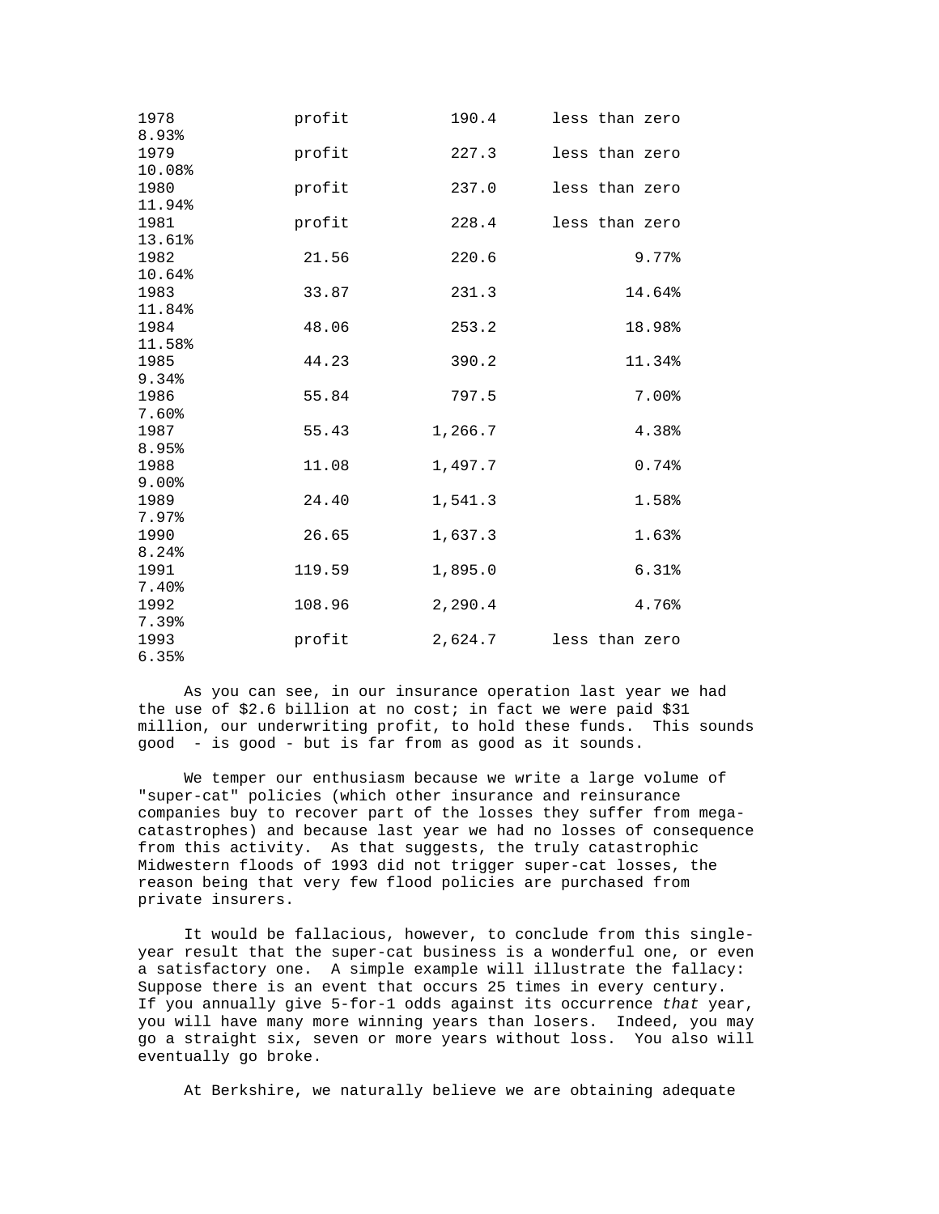| | | | | |
|---|---|---|---|---|
| 1978 | profit | 190.4 | less than zero | 8.93% |
| 1979 | profit | 227.3 | less than zero | 10.08% |
| 1980 | profit | 237.0 | less than zero | 11.94% |
| 1981 | profit | 228.4 | less than zero | 13.61% |
| 1982 | 21.56 | 220.6 | 9.77% | 10.64% |
| 1983 | 33.87 | 231.3 | 14.64% | 11.84% |
| 1984 | 48.06 | 253.2 | 18.98% | 11.58% |
| 1985 | 44.23 | 390.2 | 11.34% | 9.34% |
| 1986 | 55.84 | 797.5 | 7.00% | 7.60% |
| 1987 | 55.43 | 1,266.7 | 4.38% | 8.95% |
| 1988 | 11.08 | 1,497.7 | 0.74% | 9.00% |
| 1989 | 24.40 | 1,541.3 | 1.58% | 7.97% |
| 1990 | 26.65 | 1,637.3 | 1.63% | 8.24% |
| 1991 | 119.59 | 1,895.0 | 6.31% | 7.40% |
| 1992 | 108.96 | 2,290.4 | 4.76% | 7.39% |
| 1993 | profit | 2,624.7 | less than zero | 6.35% |

As you can see, in our insurance operation last year we had the use of $2.6 billion at no cost; in fact we were paid $31 million, our underwriting profit, to hold these funds. This sounds good - is good - but is far from as good as it sounds.

We temper our enthusiasm because we write a large volume of "super-cat" policies (which other insurance and reinsurance companies buy to recover part of the losses they suffer from mega-catastrophes) and because last year we had no losses of consequence from this activity. As that suggests, the truly catastrophic Midwestern floods of 1993 did not trigger super-cat losses, the reason being that very few flood policies are purchased from private insurers.

It would be fallacious, however, to conclude from this single-year result that the super-cat business is a wonderful one, or even a satisfactory one. A simple example will illustrate the fallacy: Suppose there is an event that occurs 25 times in every century. If you annually give 5-for-1 odds against its occurrence *that* year, you will have many more winning years than losers. Indeed, you may go a straight six, seven or more years without loss. You also will eventually go broke.

At Berkshire, we naturally believe we are obtaining adequate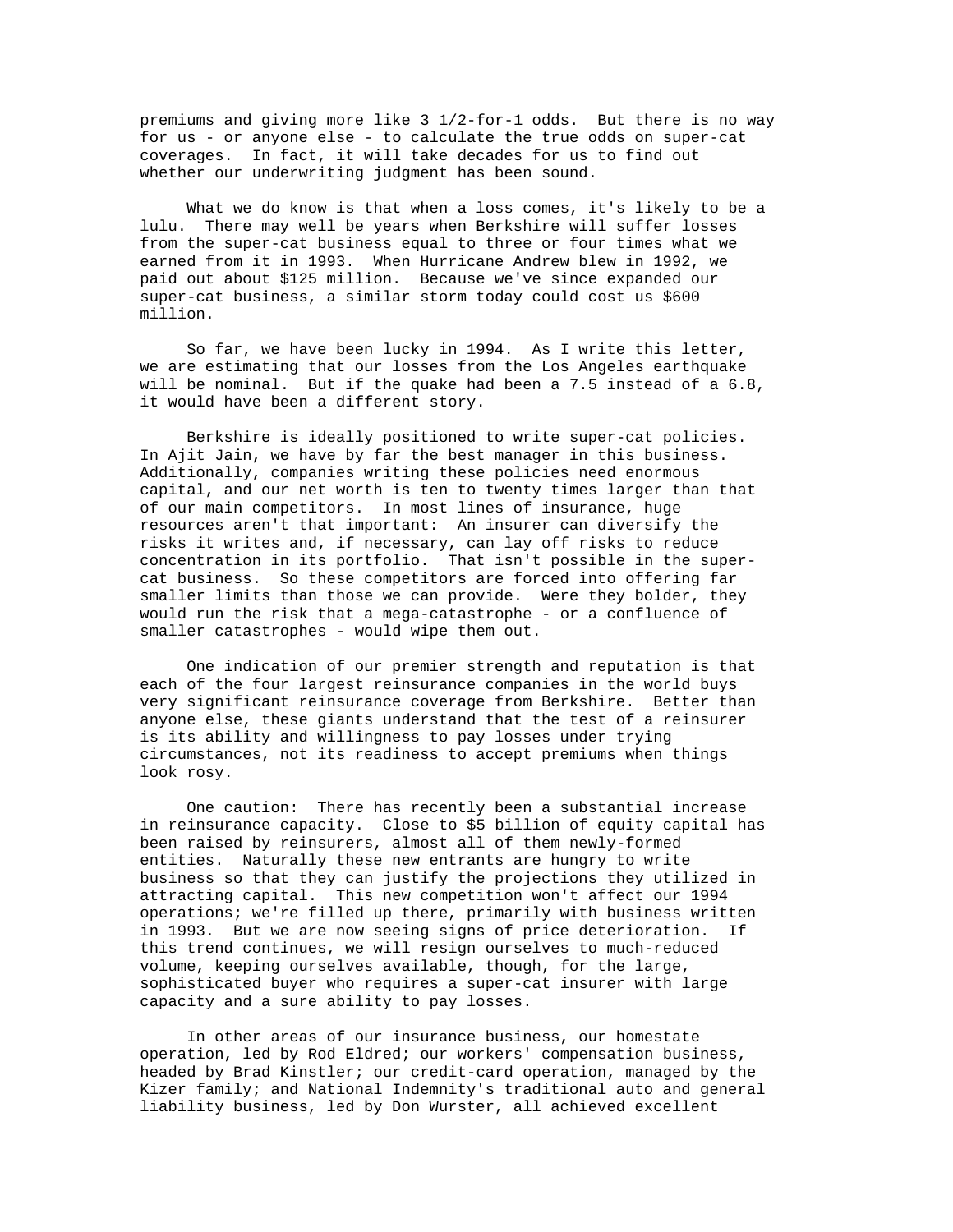premiums and giving more like 3 1/2-for-1 odds. But there is no way for us - or anyone else - to calculate the true odds on super-cat coverages. In fact, it will take decades for us to find out whether our underwriting judgment has been sound.

What we do know is that when a loss comes, it's likely to be a lulu. There may well be years when Berkshire will suffer losses from the super-cat business equal to three or four times what we earned from it in 1993. When Hurricane Andrew blew in 1992, we paid out about $125 million. Because we've since expanded our super-cat business, a similar storm today could cost us $600 million.

So far, we have been lucky in 1994. As I write this letter, we are estimating that our losses from the Los Angeles earthquake will be nominal. But if the quake had been a 7.5 instead of a 6.8, it would have been a different story.

Berkshire is ideally positioned to write super-cat policies. In Ajit Jain, we have by far the best manager in this business. Additionally, companies writing these policies need enormous capital, and our net worth is ten to twenty times larger than that of our main competitors. In most lines of insurance, huge resources aren't that important: An insurer can diversify the risks it writes and, if necessary, can lay off risks to reduce concentration in its portfolio. That isn't possible in the super-cat business. So these competitors are forced into offering far smaller limits than those we can provide. Were they bolder, they would run the risk that a mega-catastrophe - or a confluence of smaller catastrophes - would wipe them out.

One indication of our premier strength and reputation is that each of the four largest reinsurance companies in the world buys very significant reinsurance coverage from Berkshire. Better than anyone else, these giants understand that the test of a reinsurer is its ability and willingness to pay losses under trying circumstances, not its readiness to accept premiums when things look rosy.

One caution: There has recently been a substantial increase in reinsurance capacity. Close to $5 billion of equity capital has been raised by reinsurers, almost all of them newly-formed entities. Naturally these new entrants are hungry to write business so that they can justify the projections they utilized in attracting capital. This new competition won't affect our 1994 operations; we're filled up there, primarily with business written in 1993. But we are now seeing signs of price deterioration. If this trend continues, we will resign ourselves to much-reduced volume, keeping ourselves available, though, for the large, sophisticated buyer who requires a super-cat insurer with large capacity and a sure ability to pay losses.

In other areas of our insurance business, our homestate operation, led by Rod Eldred; our workers' compensation business, headed by Brad Kinstler; our credit-card operation, managed by the Kizer family; and National Indemnity's traditional auto and general liability business, led by Don Wurster, all achieved excellent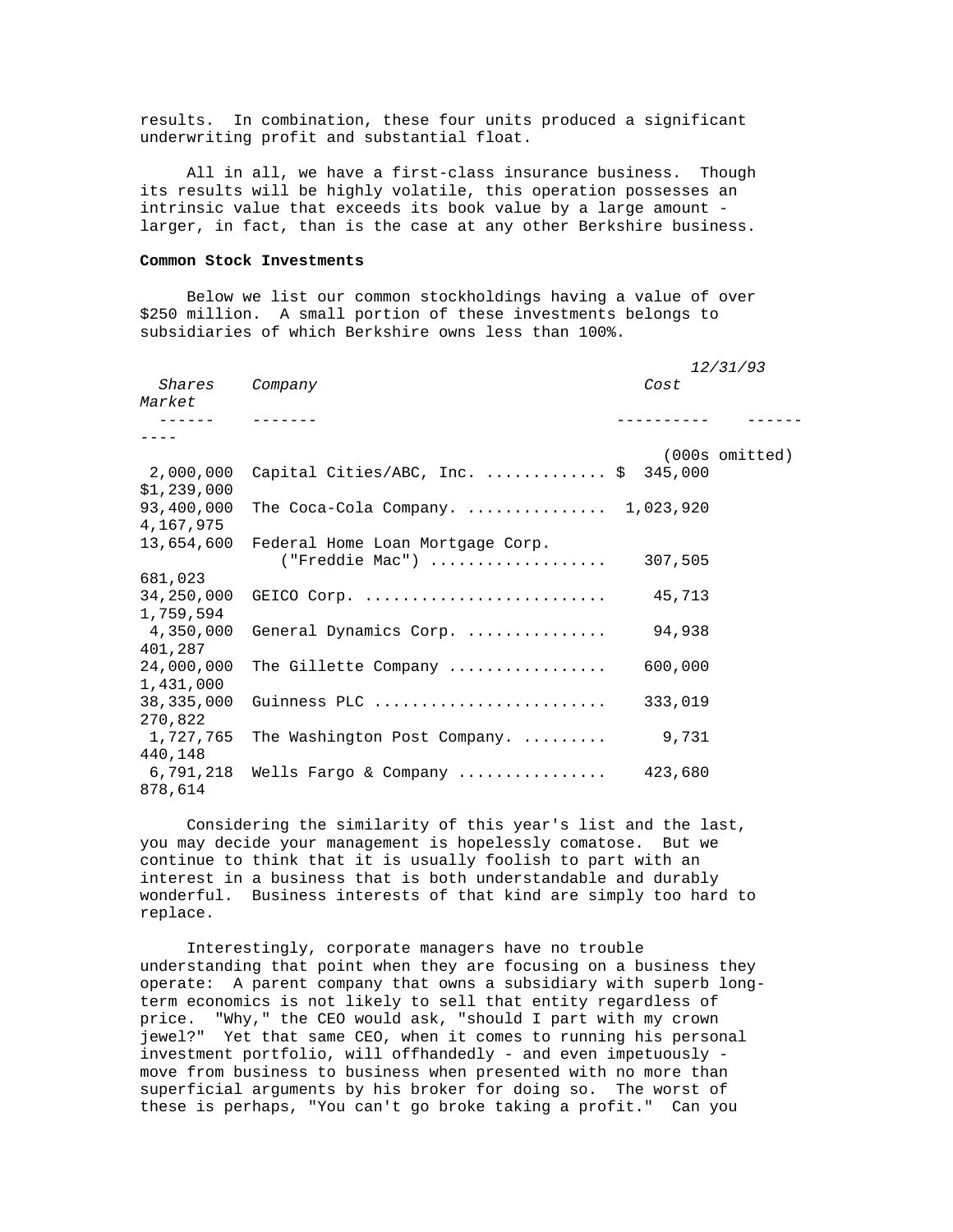results. In combination, these four units produced a significant underwriting profit and substantial float.

All in all, we have a first-class insurance business. Though its results will be highly volatile, this operation possesses an intrinsic value that exceeds its book value by a large amount - larger, in fact, than is the case at any other Berkshire business.

**Common Stock Investments**

Below we list our common stockholdings having a value of over $250 million. A small portion of these investments belongs to subsidiaries of which Berkshire owns less than 100%.

| *Shares* | *Company* | *Cost* | *12/31/93 Market* |
|---|---|---|---|
| | | (000s omitted) | |
| 2,000,000 | Capital Cities/ABC, Inc. ............ | $ 345,000 | $1,239,000 |
| 93,400,000 | The Coca-Cola Company. .............. | 1,023,920 | 4,167,975 |
| 13,654,600 | Federal Home Loan Mortgage Corp. ("Freddie Mac") .................. | 307,505 | 681,023 |
| 34,250,000 | GEICO Corp. ......................... | 45,713 | 1,759,594 |
| 4,350,000 | General Dynamics Corp. .............. | 94,938 | 401,287 |
| 24,000,000 | The Gillette Company ................ | 600,000 | 1,431,000 |
| 38,335,000 | Guinness PLC ........................ | 333,019 | 270,822 |
| 1,727,765 | The Washington Post Company. ......... | 9,731 | 440,148 |
| 6,791,218 | Wells Fargo & Company ............... | 423,680 | 878,614 |

Considering the similarity of this year's list and the last, you may decide your management is hopelessly comatose. But we continue to think that it is usually foolish to part with an interest in a business that is both understandable and durably wonderful. Business interests of that kind are simply too hard to replace.

Interestingly, corporate managers have no trouble understanding that point when they are focusing on a business they operate: A parent company that owns a subsidiary with superb long-term economics is not likely to sell that entity regardless of price. "Why," the CEO would ask, "should I part with my crown jewel?" Yet that same CEO, when it comes to running his personal investment portfolio, will offhandedly - and even impetuously - move from business to business when presented with no more than superficial arguments by his broker for doing so. The worst of these is perhaps, "You can't go broke taking a profit." Can you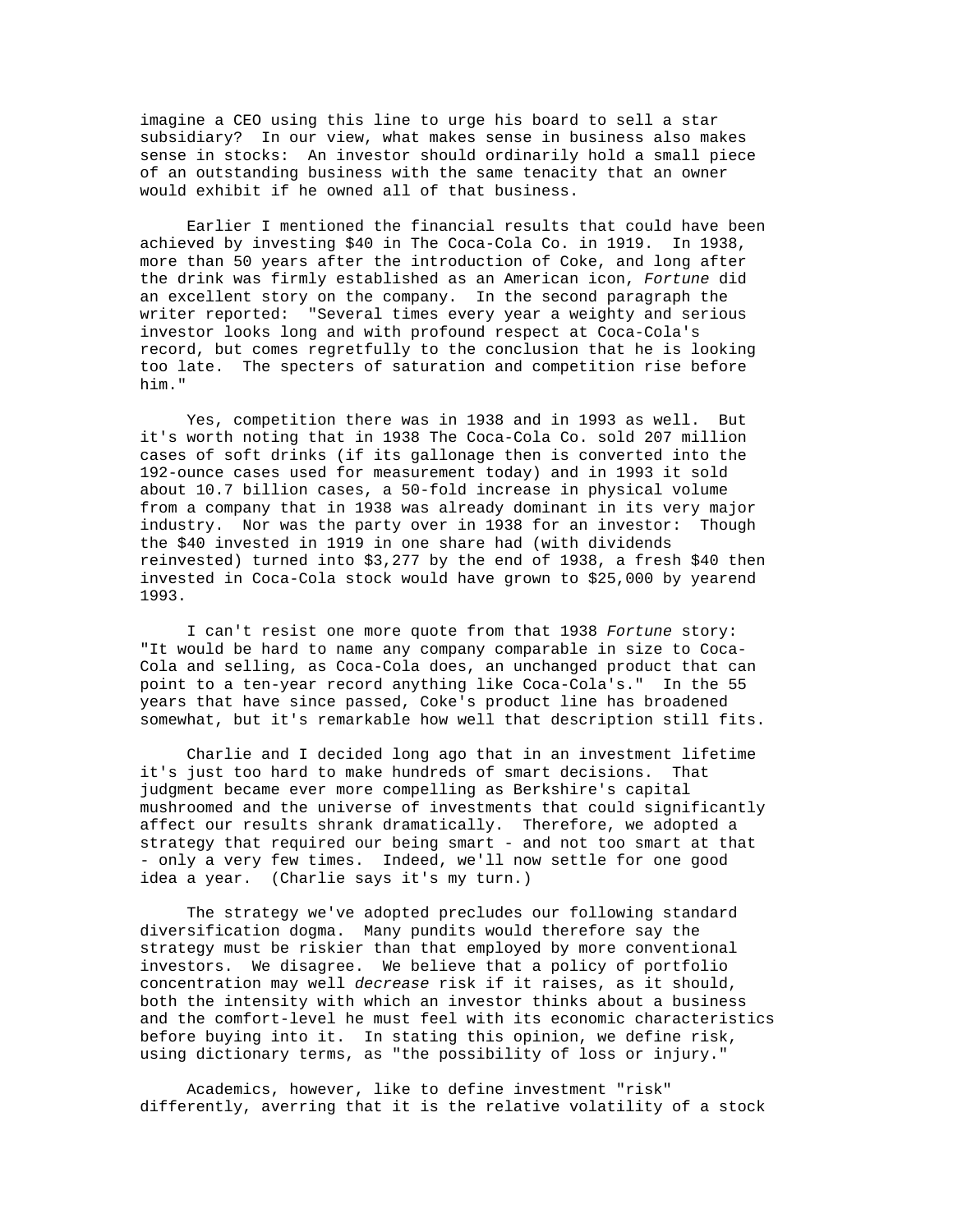imagine a CEO using this line to urge his board to sell a star subsidiary? In our view, what makes sense in business also makes sense in stocks: An investor should ordinarily hold a small piece of an outstanding business with the same tenacity that an owner would exhibit if he owned all of that business.

Earlier I mentioned the financial results that could have been achieved by investing $40 in The Coca-Cola Co. in 1919. In 1938, more than 50 years after the introduction of Coke, and long after the drink was firmly established as an American icon, *Fortune* did an excellent story on the company. In the second paragraph the writer reported: "Several times every year a weighty and serious investor looks long and with profound respect at Coca-Cola's record, but comes regretfully to the conclusion that he is looking too late. The specters of saturation and competition rise before him."

Yes, competition there was in 1938 and in 1993 as well. But it's worth noting that in 1938 The Coca-Cola Co. sold 207 million cases of soft drinks (if its gallonage then is converted into the 192-ounce cases used for measurement today) and in 1993 it sold about 10.7 billion cases, a 50-fold increase in physical volume from a company that in 1938 was already dominant in its very major industry. Nor was the party over in 1938 for an investor: Though the $40 invested in 1919 in one share had (with dividends reinvested) turned into $3,277 by the end of 1938, a fresh $40 then invested in Coca-Cola stock would have grown to $25,000 by yearend 1993.

I can't resist one more quote from that 1938 *Fortune* story: "It would be hard to name any company comparable in size to Coca-Cola and selling, as Coca-Cola does, an unchanged product that can point to a ten-year record anything like Coca-Cola's." In the 55 years that have since passed, Coke's product line has broadened somewhat, but it's remarkable how well that description still fits.

Charlie and I decided long ago that in an investment lifetime it's just too hard to make hundreds of smart decisions. That judgment became ever more compelling as Berkshire's capital mushroomed and the universe of investments that could significantly affect our results shrank dramatically. Therefore, we adopted a strategy that required our being smart - and not too smart at that - only a very few times. Indeed, we'll now settle for one good idea a year. (Charlie says it's my turn.)

The strategy we've adopted precludes our following standard diversification dogma. Many pundits would therefore say the strategy must be riskier than that employed by more conventional investors. We disagree. We believe that a policy of portfolio concentration may well *decrease* risk if it raises, as it should, both the intensity with which an investor thinks about a business and the comfort-level he must feel with its economic characteristics before buying into it. In stating this opinion, we define risk, using dictionary terms, as "the possibility of loss or injury."

Academics, however, like to define investment "risk" differently, averring that it is the relative volatility of a stock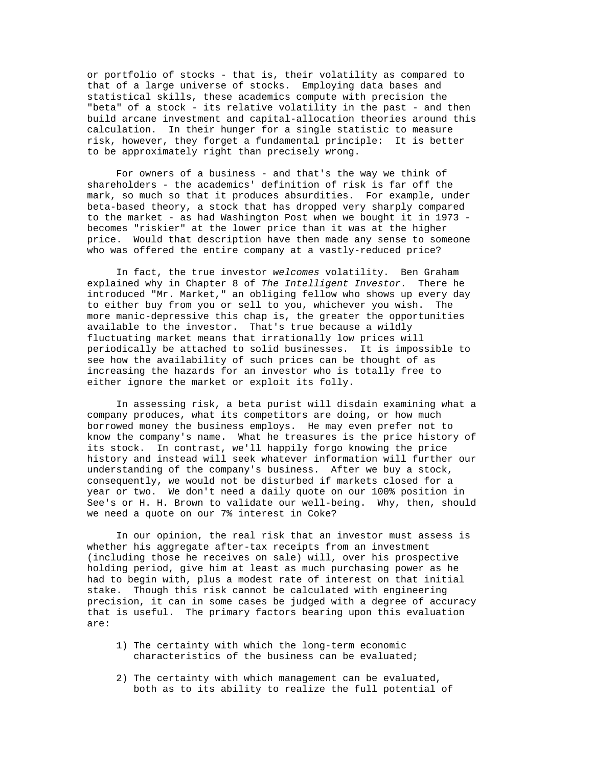or portfolio of stocks - that is, their volatility as compared to that of a large universe of stocks. Employing data bases and statistical skills, these academics compute with precision the "beta" of a stock - its relative volatility in the past - and then build arcane investment and capital-allocation theories around this calculation. In their hunger for a single statistic to measure risk, however, they forget a fundamental principle: It is better to be approximately right than precisely wrong.

For owners of a business - and that's the way we think of shareholders - the academics' definition of risk is far off the mark, so much so that it produces absurdities. For example, under beta-based theory, a stock that has dropped very sharply compared to the market - as had Washington Post when we bought it in 1973 - becomes "riskier" at the lower price than it was at the higher price. Would that description have then made any sense to someone who was offered the entire company at a vastly-reduced price?

In fact, the true investor *welcomes* volatility. Ben Graham explained why in Chapter 8 of *The Intelligent Investor.* There he introduced "Mr. Market," an obliging fellow who shows up every day to either buy from you or sell to you, whichever you wish. The more manic-depressive this chap is, the greater the opportunities available to the investor. That's true because a wildly fluctuating market means that irrationally low prices will periodically be attached to solid businesses. It is impossible to see how the availability of such prices can be thought of as increasing the hazards for an investor who is totally free to either ignore the market or exploit its folly.

In assessing risk, a beta purist will disdain examining what a company produces, what its competitors are doing, or how much borrowed money the business employs. He may even prefer not to know the company's name. What he treasures is the price history of its stock. In contrast, we'll happily forgo knowing the price history and instead will seek whatever information will further our understanding of the company's business. After we buy a stock, consequently, we would not be disturbed if markets closed for a year or two. We don't need a daily quote on our 100% position in See's or H. H. Brown to validate our well-being. Why, then, should we need a quote on our 7% interest in Coke?

In our opinion, the real risk that an investor must assess is whether his aggregate after-tax receipts from an investment (including those he receives on sale) will, over his prospective holding period, give him at least as much purchasing power as he had to begin with, plus a modest rate of interest on that initial stake. Though this risk cannot be calculated with engineering precision, it can in some cases be judged with a degree of accuracy that is useful. The primary factors bearing upon this evaluation are:

1) The certainty with which the long-term economic characteristics of the business can be evaluated;

2) The certainty with which management can be evaluated, both as to its ability to realize the full potential of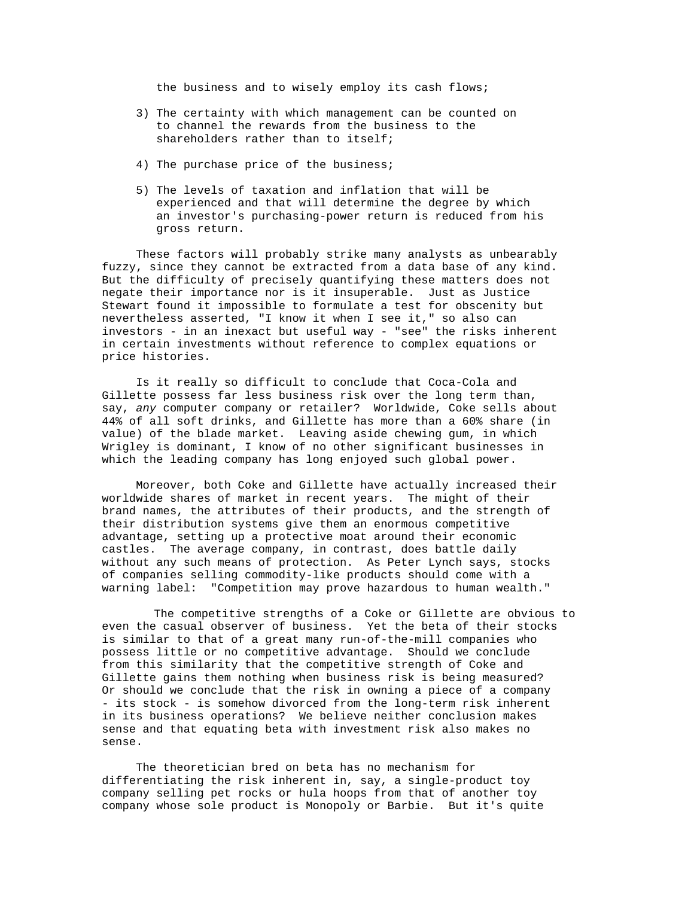the business and to wisely employ its cash flows;

3) The certainty with which management can be counted on to channel the rewards from the business to the shareholders rather than to itself;

4) The purchase price of the business;

5) The levels of taxation and inflation that will be experienced and that will determine the degree by which an investor's purchasing-power return is reduced from his gross return.

These factors will probably strike many analysts as unbearably fuzzy, since they cannot be extracted from a data base of any kind. But the difficulty of precisely quantifying these matters does not negate their importance nor is it insuperable. Just as Justice Stewart found it impossible to formulate a test for obscenity but nevertheless asserted, "I know it when I see it," so also can investors - in an inexact but useful way - "see" the risks inherent in certain investments without reference to complex equations or price histories.

Is it really so difficult to conclude that Coca-Cola and Gillette possess far less business risk over the long term than, say, *any* computer company or retailer? Worldwide, Coke sells about 44% of all soft drinks, and Gillette has more than a 60% share (in value) of the blade market. Leaving aside chewing gum, in which Wrigley is dominant, I know of no other significant businesses in which the leading company has long enjoyed such global power.

Moreover, both Coke and Gillette have actually increased their worldwide shares of market in recent years. The might of their brand names, the attributes of their products, and the strength of their distribution systems give them an enormous competitive advantage, setting up a protective moat around their economic castles. The average company, in contrast, does battle daily without any such means of protection. As Peter Lynch says, stocks of companies selling commodity-like products should come with a warning label: "Competition may prove hazardous to human wealth."

The competitive strengths of a Coke or Gillette are obvious to even the casual observer of business. Yet the beta of their stocks is similar to that of a great many run-of-the-mill companies who possess little or no competitive advantage. Should we conclude from this similarity that the competitive strength of Coke and Gillette gains them nothing when business risk is being measured? Or should we conclude that the risk in owning a piece of a company - its stock - is somehow divorced from the long-term risk inherent in its business operations? We believe neither conclusion makes sense and that equating beta with investment risk also makes no sense.

The theoretician bred on beta has no mechanism for differentiating the risk inherent in, say, a single-product toy company selling pet rocks or hula hoops from that of another toy company whose sole product is Monopoly or Barbie. But it's quite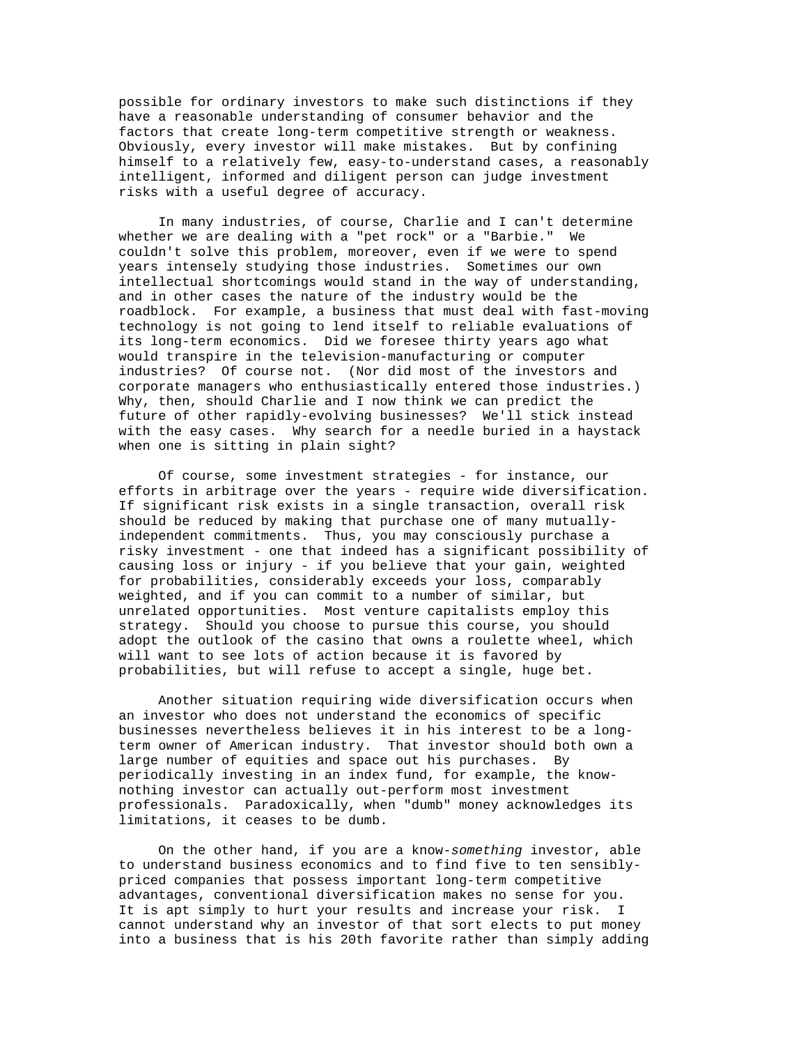possible for ordinary investors to make such distinctions if they have a reasonable understanding of consumer behavior and the factors that create long-term competitive strength or weakness. Obviously, every investor will make mistakes. But by confining himself to a relatively few, easy-to-understand cases, a reasonably intelligent, informed and diligent person can judge investment risks with a useful degree of accuracy.

In many industries, of course, Charlie and I can't determine whether we are dealing with a "pet rock" or a "Barbie." We couldn't solve this problem, moreover, even if we were to spend years intensely studying those industries. Sometimes our own intellectual shortcomings would stand in the way of understanding, and in other cases the nature of the industry would be the roadblock. For example, a business that must deal with fast-moving technology is not going to lend itself to reliable evaluations of its long-term economics. Did we foresee thirty years ago what would transpire in the television-manufacturing or computer industries? Of course not. (Nor did most of the investors and corporate managers who enthusiastically entered those industries.) Why, then, should Charlie and I now think we can predict the future of other rapidly-evolving businesses? We'll stick instead with the easy cases. Why search for a needle buried in a haystack when one is sitting in plain sight?

Of course, some investment strategies - for instance, our efforts in arbitrage over the years - require wide diversification. If significant risk exists in a single transaction, overall risk should be reduced by making that purchase one of many mutually-independent commitments. Thus, you may consciously purchase a risky investment - one that indeed has a significant possibility of causing loss or injury - if you believe that your gain, weighted for probabilities, considerably exceeds your loss, comparably weighted, and if you can commit to a number of similar, but unrelated opportunities. Most venture capitalists employ this strategy. Should you choose to pursue this course, you should adopt the outlook of the casino that owns a roulette wheel, which will want to see lots of action because it is favored by probabilities, but will refuse to accept a single, huge bet.

Another situation requiring wide diversification occurs when an investor who does not understand the economics of specific businesses nevertheless believes it in his interest to be a long-term owner of American industry. That investor should both own a large number of equities and space out his purchases. By periodically investing in an index fund, for example, the know-nothing investor can actually out-perform most investment professionals. Paradoxically, when "dumb" money acknowledges its limitations, it ceases to be dumb.

On the other hand, if you are a know-*something* investor, able to understand business economics and to find five to ten sensibly-priced companies that possess important long-term competitive advantages, conventional diversification makes no sense for you. It is apt simply to hurt your results and increase your risk. I cannot understand why an investor of that sort elects to put money into a business that is his 20th favorite rather than simply adding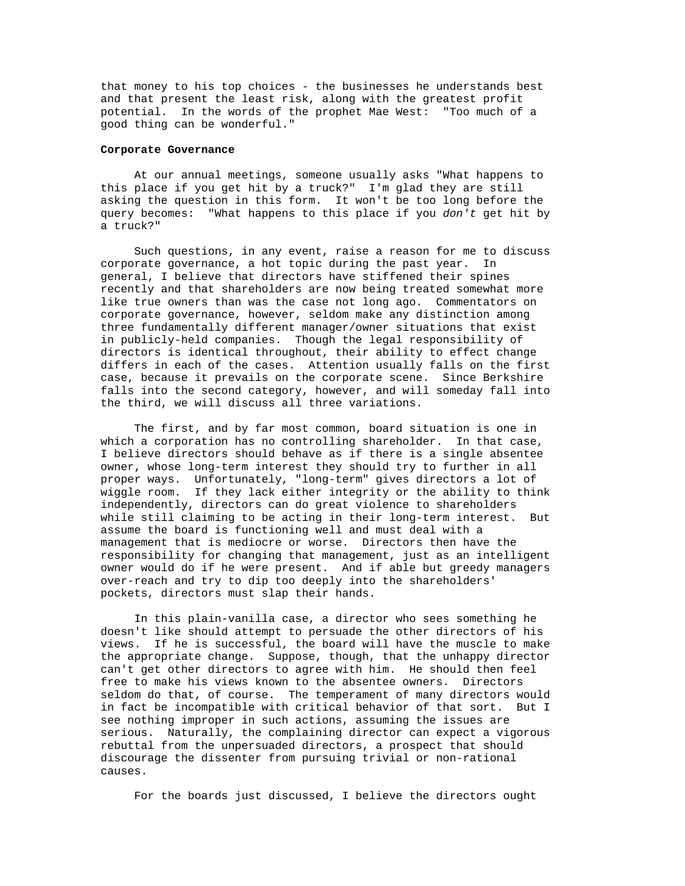that money to his top choices - the businesses he understands best and that present the least risk, along with the greatest profit potential. In the words of the prophet Mae West: "Too much of a good thing can be wonderful."

**Corporate Governance**

At our annual meetings, someone usually asks "What happens to this place if you get hit by a truck?" I'm glad they are still asking the question in this form. It won't be too long before the query becomes: "What happens to this place if you *don't* get hit by a truck?"

Such questions, in any event, raise a reason for me to discuss corporate governance, a hot topic during the past year. In general, I believe that directors have stiffened their spines recently and that shareholders are now being treated somewhat more like true owners than was the case not long ago. Commentators on corporate governance, however, seldom make any distinction among three fundamentally different manager/owner situations that exist in publicly-held companies. Though the legal responsibility of directors is identical throughout, their ability to effect change differs in each of the cases. Attention usually falls on the first case, because it prevails on the corporate scene. Since Berkshire falls into the second category, however, and will someday fall into the third, we will discuss all three variations.

The first, and by far most common, board situation is one in which a corporation has no controlling shareholder. In that case, I believe directors should behave as if there is a single absentee owner, whose long-term interest they should try to further in all proper ways. Unfortunately, "long-term" gives directors a lot of wiggle room. If they lack either integrity or the ability to think independently, directors can do great violence to shareholders while still claiming to be acting in their long-term interest. But assume the board is functioning well and must deal with a management that is mediocre or worse. Directors then have the responsibility for changing that management, just as an intelligent owner would do if he were present. And if able but greedy managers over-reach and try to dip too deeply into the shareholders' pockets, directors must slap their hands.

In this plain-vanilla case, a director who sees something he doesn't like should attempt to persuade the other directors of his views. If he is successful, the board will have the muscle to make the appropriate change. Suppose, though, that the unhappy director can't get other directors to agree with him. He should then feel free to make his views known to the absentee owners. Directors seldom do that, of course. The temperament of many directors would in fact be incompatible with critical behavior of that sort. But I see nothing improper in such actions, assuming the issues are serious. Naturally, the complaining director can expect a vigorous rebuttal from the unpersuaded directors, a prospect that should discourage the dissenter from pursuing trivial or non-rational causes.

For the boards just discussed, I believe the directors ought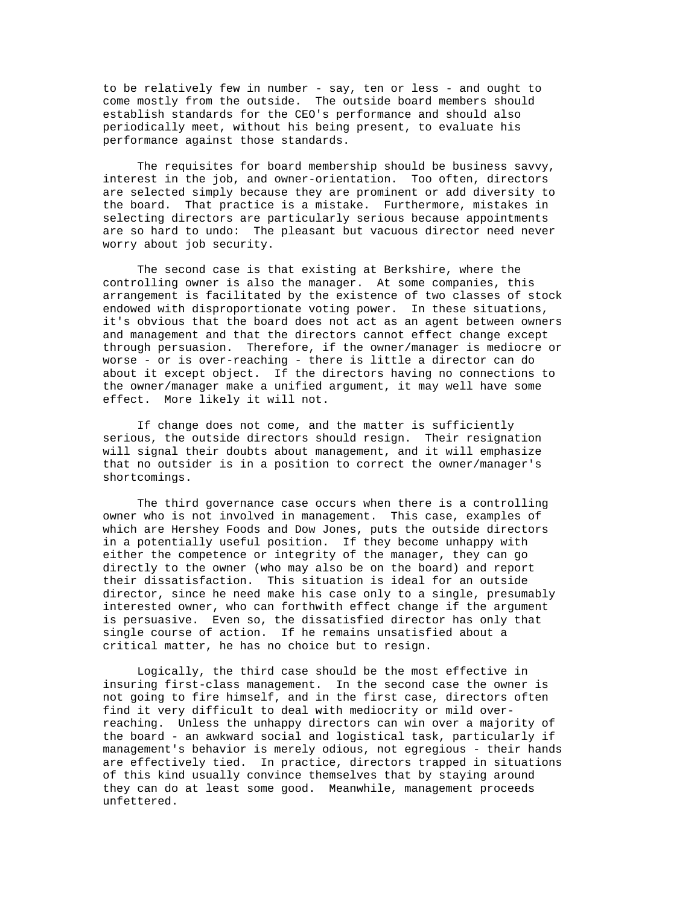to be relatively few in number - say, ten or less - and ought to come mostly from the outside. The outside board members should establish standards for the CEO's performance and should also periodically meet, without his being present, to evaluate his performance against those standards.

The requisites for board membership should be business savvy, interest in the job, and owner-orientation. Too often, directors are selected simply because they are prominent or add diversity to the board. That practice is a mistake. Furthermore, mistakes in selecting directors are particularly serious because appointments are so hard to undo: The pleasant but vacuous director need never worry about job security.

The second case is that existing at Berkshire, where the controlling owner is also the manager. At some companies, this arrangement is facilitated by the existence of two classes of stock endowed with disproportionate voting power. In these situations, it's obvious that the board does not act as an agent between owners and management and that the directors cannot effect change except through persuasion. Therefore, if the owner/manager is mediocre or worse - or is over-reaching - there is little a director can do about it except object. If the directors having no connections to the owner/manager make a unified argument, it may well have some effect. More likely it will not.

If change does not come, and the matter is sufficiently serious, the outside directors should resign. Their resignation will signal their doubts about management, and it will emphasize that no outsider is in a position to correct the owner/manager's shortcomings.

The third governance case occurs when there is a controlling owner who is not involved in management. This case, examples of which are Hershey Foods and Dow Jones, puts the outside directors in a potentially useful position. If they become unhappy with either the competence or integrity of the manager, they can go directly to the owner (who may also be on the board) and report their dissatisfaction. This situation is ideal for an outside director, since he need make his case only to a single, presumably interested owner, who can forthwith effect change if the argument is persuasive. Even so, the dissatisfied director has only that single course of action. If he remains unsatisfied about a critical matter, he has no choice but to resign.

Logically, the third case should be the most effective in insuring first-class management. In the second case the owner is not going to fire himself, and in the first case, directors often find it very difficult to deal with mediocrity or mild over-reaching. Unless the unhappy directors can win over a majority of the board - an awkward social and logistical task, particularly if management's behavior is merely odious, not egregious - their hands are effectively tied. In practice, directors trapped in situations of this kind usually convince themselves that by staying around they can do at least some good. Meanwhile, management proceeds unfettered.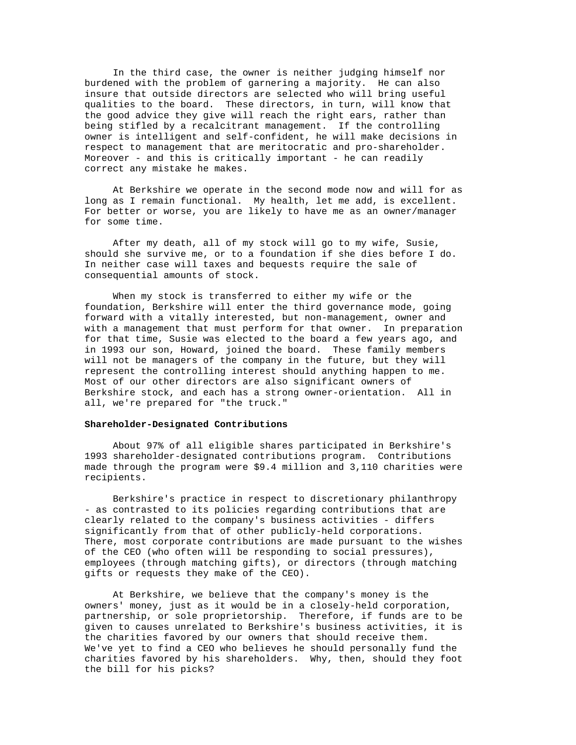In the third case, the owner is neither judging himself nor burdened with the problem of garnering a majority. He can also insure that outside directors are selected who will bring useful qualities to the board. These directors, in turn, will know that the good advice they give will reach the right ears, rather than being stifled by a recalcitrant management. If the controlling owner is intelligent and self-confident, he will make decisions in respect to management that are meritocratic and pro-shareholder. Moreover - and this is critically important - he can readily correct any mistake he makes.

At Berkshire we operate in the second mode now and will for as long as I remain functional. My health, let me add, is excellent. For better or worse, you are likely to have me as an owner/manager for some time.

After my death, all of my stock will go to my wife, Susie, should she survive me, or to a foundation if she dies before I do. In neither case will taxes and bequests require the sale of consequential amounts of stock.

When my stock is transferred to either my wife or the foundation, Berkshire will enter the third governance mode, going forward with a vitally interested, but non-management, owner and with a management that must perform for that owner. In preparation for that time, Susie was elected to the board a few years ago, and in 1993 our son, Howard, joined the board. These family members will not be managers of the company in the future, but they will represent the controlling interest should anything happen to me. Most of our other directors are also significant owners of Berkshire stock, and each has a strong owner-orientation. All in all, we're prepared for "the truck."

**Shareholder-Designated Contributions**

About 97% of all eligible shares participated in Berkshire's 1993 shareholder-designated contributions program. Contributions made through the program were $9.4 million and 3,110 charities were recipients.

Berkshire's practice in respect to discretionary philanthropy - as contrasted to its policies regarding contributions that are clearly related to the company's business activities - differs significantly from that of other publicly-held corporations. There, most corporate contributions are made pursuant to the wishes of the CEO (who often will be responding to social pressures), employees (through matching gifts), or directors (through matching gifts or requests they make of the CEO).

At Berkshire, we believe that the company's money is the owners' money, just as it would be in a closely-held corporation, partnership, or sole proprietorship. Therefore, if funds are to be given to causes unrelated to Berkshire's business activities, it is the charities favored by our owners that should receive them. We've yet to find a CEO who believes he should personally fund the charities favored by his shareholders. Why, then, should they foot the bill for his picks?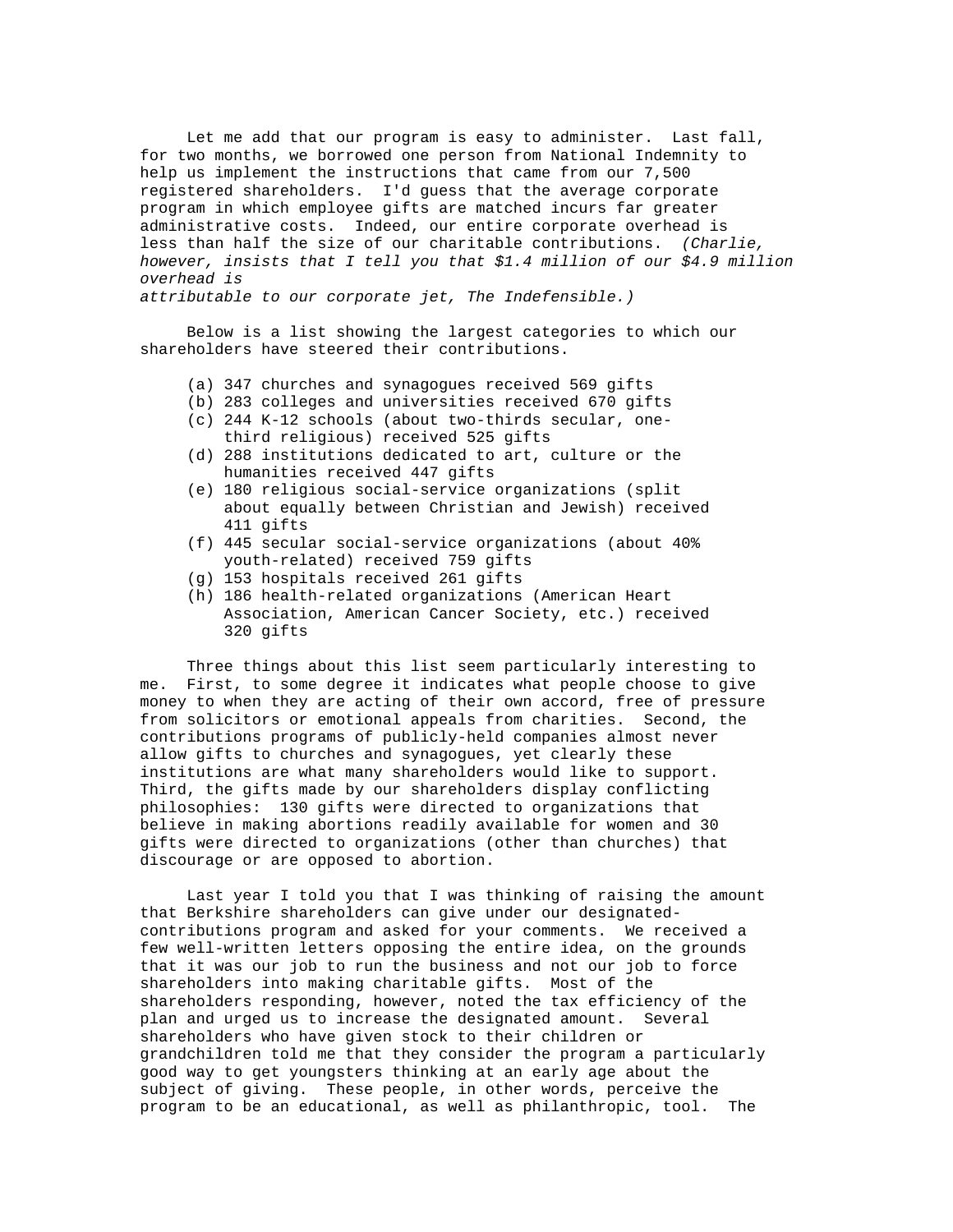Let me add that our program is easy to administer. Last fall, for two months, we borrowed one person from National Indemnity to help us implement the instructions that came from our 7,500 registered shareholders. I'd guess that the average corporate program in which employee gifts are matched incurs far greater administrative costs. Indeed, our entire corporate overhead is less than half the size of our charitable contributions. *(Charlie, however, insists that I tell you that $1.4 million of our $4.9 million overhead is attributable to our corporate jet, The Indefensible.)*

Below is a list showing the largest categories to which our shareholders have steered their contributions.

(a) 347 churches and synagogues received 569 gifts
(b) 283 colleges and universities received 670 gifts
(c) 244 K-12 schools (about two-thirds secular, one-third religious) received 525 gifts
(d) 288 institutions dedicated to art, culture or the humanities received 447 gifts
(e) 180 religious social-service organizations (split about equally between Christian and Jewish) received 411 gifts
(f) 445 secular social-service organizations (about 40% youth-related) received 759 gifts
(g) 153 hospitals received 261 gifts
(h) 186 health-related organizations (American Heart Association, American Cancer Society, etc.) received 320 gifts

Three things about this list seem particularly interesting to me. First, to some degree it indicates what people choose to give money to when they are acting of their own accord, free of pressure from solicitors or emotional appeals from charities. Second, the contributions programs of publicly-held companies almost never allow gifts to churches and synagogues, yet clearly these institutions are what many shareholders would like to support. Third, the gifts made by our shareholders display conflicting philosophies: 130 gifts were directed to organizations that believe in making abortions readily available for women and 30 gifts were directed to organizations (other than churches) that discourage or are opposed to abortion.

Last year I told you that I was thinking of raising the amount that Berkshire shareholders can give under our designated-contributions program and asked for your comments. We received a few well-written letters opposing the entire idea, on the grounds that it was our job to run the business and not our job to force shareholders into making charitable gifts. Most of the shareholders responding, however, noted the tax efficiency of the plan and urged us to increase the designated amount. Several shareholders who have given stock to their children or grandchildren told me that they consider the program a particularly good way to get youngsters thinking at an early age about the subject of giving. These people, in other words, perceive the program to be an educational, as well as philanthropic, tool. The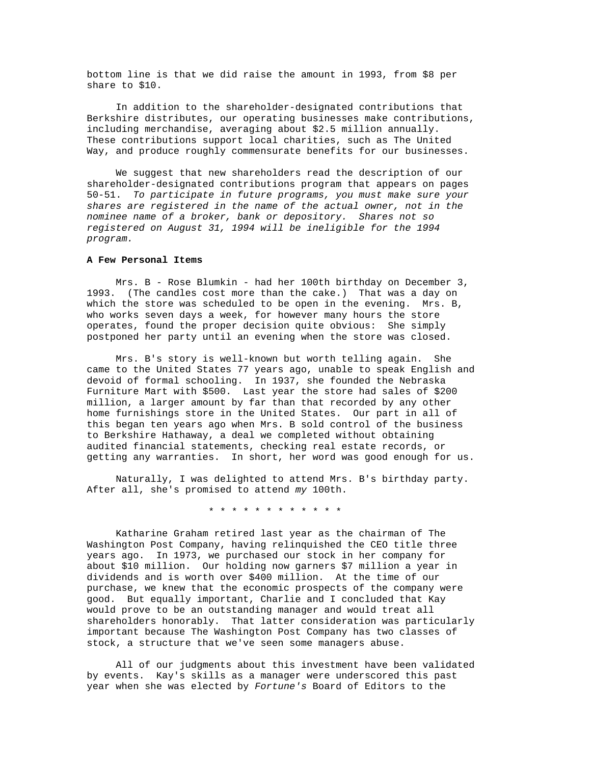bottom line is that we did raise the amount in 1993, from $8 per share to $10.

In addition to the shareholder-designated contributions that Berkshire distributes, our operating businesses make contributions, including merchandise, averaging about $2.5 million annually. These contributions support local charities, such as The United Way, and produce roughly commensurate benefits for our businesses.

We suggest that new shareholders read the description of our shareholder-designated contributions program that appears on pages 50-51. *To participate in future programs, you must make sure your shares are registered in the name of the actual owner, not in the nominee name of a broker, bank or depository. Shares not so registered on August 31, 1994 will be ineligible for the 1994 program.*

**A Few Personal Items**

Mrs. B - Rose Blumkin - had her 100th birthday on December 3, 1993. (The candles cost more than the cake.) That was a day on which the store was scheduled to be open in the evening. Mrs. B, who works seven days a week, for however many hours the store operates, found the proper decision quite obvious: She simply postponed her party until an evening when the store was closed.

Mrs. B's story is well-known but worth telling again. She came to the United States 77 years ago, unable to speak English and devoid of formal schooling. In 1937, she founded the Nebraska Furniture Mart with $500. Last year the store had sales of $200 million, a larger amount by far than that recorded by any other home furnishings store in the United States. Our part in all of this began ten years ago when Mrs. B sold control of the business to Berkshire Hathaway, a deal we completed without obtaining audited financial statements, checking real estate records, or getting any warranties. In short, her word was good enough for us.

Naturally, I was delighted to attend Mrs. B's birthday party. After all, she's promised to attend *my* 100th.

* * * * * * * * * * * *

Katharine Graham retired last year as the chairman of The Washington Post Company, having relinquished the CEO title three years ago. In 1973, we purchased our stock in her company for about $10 million. Our holding now garners $7 million a year in dividends and is worth over $400 million. At the time of our purchase, we knew that the economic prospects of the company were good. But equally important, Charlie and I concluded that Kay would prove to be an outstanding manager and would treat all shareholders honorably. That latter consideration was particularly important because The Washington Post Company has two classes of stock, a structure that we've seen some managers abuse.

All of our judgments about this investment have been validated by events. Kay's skills as a manager were underscored this past year when she was elected by *Fortune's* Board of Editors to the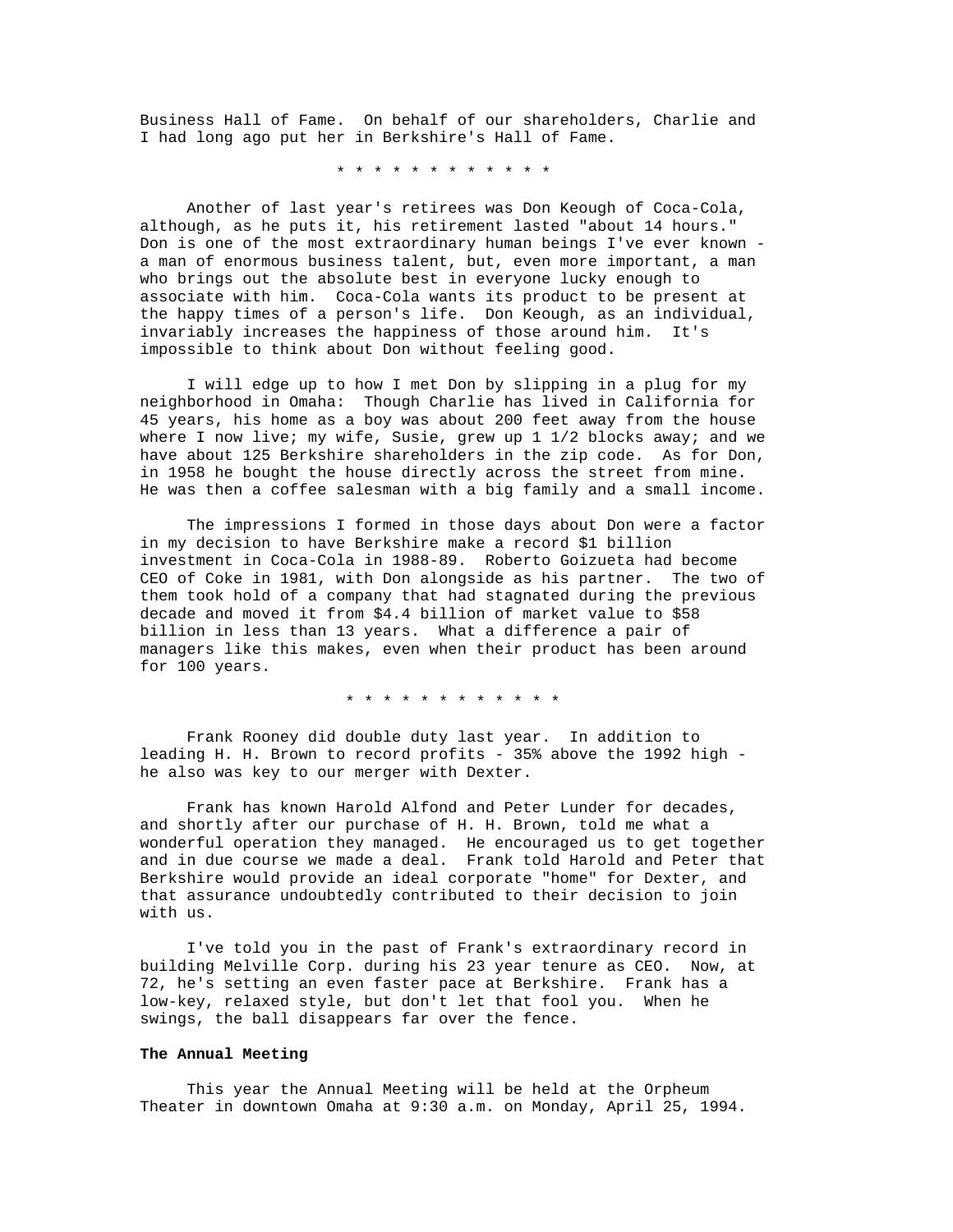Business Hall of Fame. On behalf of our shareholders, Charlie and I had long ago put her in Berkshire's Hall of Fame.

* * * * * * * * * * * *

Another of last year's retirees was Don Keough of Coca-Cola, although, as he puts it, his retirement lasted "about 14 hours." Don is one of the most extraordinary human beings I've ever known - a man of enormous business talent, but, even more important, a man who brings out the absolute best in everyone lucky enough to associate with him. Coca-Cola wants its product to be present at the happy times of a person's life. Don Keough, as an individual, invariably increases the happiness of those around him. It's impossible to think about Don without feeling good.

I will edge up to how I met Don by slipping in a plug for my neighborhood in Omaha: Though Charlie has lived in California for 45 years, his home as a boy was about 200 feet away from the house where I now live; my wife, Susie, grew up 1 1/2 blocks away; and we have about 125 Berkshire shareholders in the zip code. As for Don, in 1958 he bought the house directly across the street from mine. He was then a coffee salesman with a big family and a small income.

The impressions I formed in those days about Don were a factor in my decision to have Berkshire make a record $1 billion investment in Coca-Cola in 1988-89. Roberto Goizueta had become CEO of Coke in 1981, with Don alongside as his partner. The two of them took hold of a company that had stagnated during the previous decade and moved it from $4.4 billion of market value to $58 billion in less than 13 years. What a difference a pair of managers like this makes, even when their product has been around for 100 years.

* * * * * * * * * * * *

Frank Rooney did double duty last year. In addition to leading H. H. Brown to record profits - 35% above the 1992 high - he also was key to our merger with Dexter.

Frank has known Harold Alfond and Peter Lunder for decades, and shortly after our purchase of H. H. Brown, told me what a wonderful operation they managed. He encouraged us to get together and in due course we made a deal. Frank told Harold and Peter that Berkshire would provide an ideal corporate "home" for Dexter, and that assurance undoubtedly contributed to their decision to join with us.

I've told you in the past of Frank's extraordinary record in building Melville Corp. during his 23 year tenure as CEO. Now, at 72, he's setting an even faster pace at Berkshire. Frank has a low-key, relaxed style, but don't let that fool you. When he swings, the ball disappears far over the fence.

**The Annual Meeting**

This year the Annual Meeting will be held at the Orpheum Theater in downtown Omaha at 9:30 a.m. on Monday, April 25, 1994.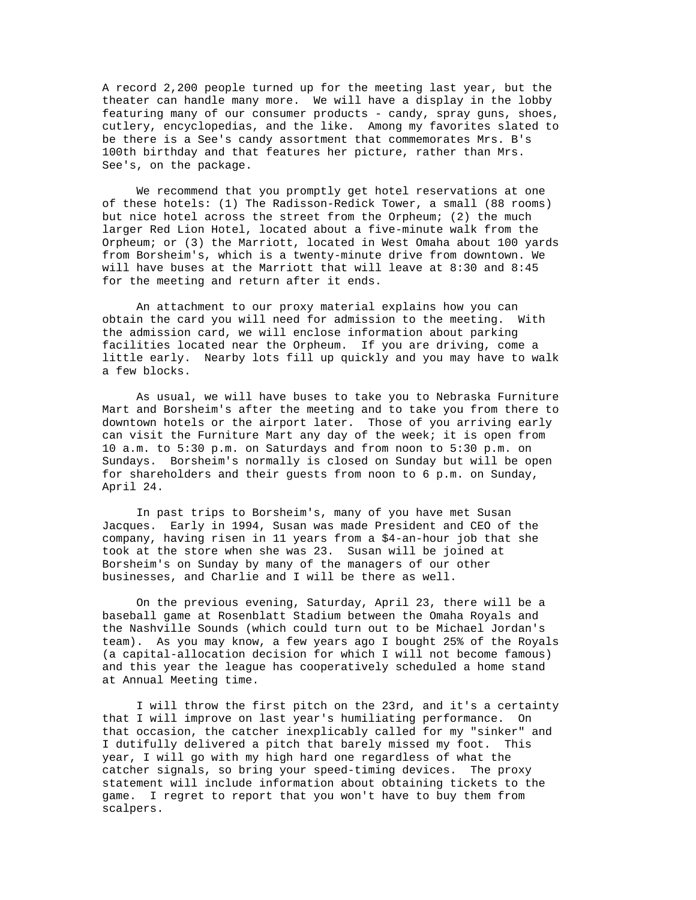A record 2,200 people turned up for the meeting last year, but the theater can handle many more. We will have a display in the lobby featuring many of our consumer products - candy, spray guns, shoes, cutlery, encyclopedias, and the like. Among my favorites slated to be there is a See's candy assortment that commemorates Mrs. B's 100th birthday and that features her picture, rather than Mrs. See's, on the package.

We recommend that you promptly get hotel reservations at one of these hotels: (1) The Radisson-Redick Tower, a small (88 rooms) but nice hotel across the street from the Orpheum; (2) the much larger Red Lion Hotel, located about a five-minute walk from the Orpheum; or (3) the Marriott, located in West Omaha about 100 yards from Borsheim's, which is a twenty-minute drive from downtown. We will have buses at the Marriott that will leave at 8:30 and 8:45 for the meeting and return after it ends.

An attachment to our proxy material explains how you can obtain the card you will need for admission to the meeting. With the admission card, we will enclose information about parking facilities located near the Orpheum. If you are driving, come a little early. Nearby lots fill up quickly and you may have to walk a few blocks.

As usual, we will have buses to take you to Nebraska Furniture Mart and Borsheim's after the meeting and to take you from there to downtown hotels or the airport later. Those of you arriving early can visit the Furniture Mart any day of the week; it is open from 10 a.m. to 5:30 p.m. on Saturdays and from noon to 5:30 p.m. on Sundays. Borsheim's normally is closed on Sunday but will be open for shareholders and their guests from noon to 6 p.m. on Sunday, April 24.

In past trips to Borsheim's, many of you have met Susan Jacques. Early in 1994, Susan was made President and CEO of the company, having risen in 11 years from a $4-an-hour job that she took at the store when she was 23. Susan will be joined at Borsheim's on Sunday by many of the managers of our other businesses, and Charlie and I will be there as well.

On the previous evening, Saturday, April 23, there will be a baseball game at Rosenblatt Stadium between the Omaha Royals and the Nashville Sounds (which could turn out to be Michael Jordan's team). As you may know, a few years ago I bought 25% of the Royals (a capital-allocation decision for which I will not become famous) and this year the league has cooperatively scheduled a home stand at Annual Meeting time.

I will throw the first pitch on the 23rd, and it's a certainty that I will improve on last year's humiliating performance. On that occasion, the catcher inexplicably called for my "sinker" and I dutifully delivered a pitch that barely missed my foot. This year, I will go with my high hard one regardless of what the catcher signals, so bring your speed-timing devices. The proxy statement will include information about obtaining tickets to the game. I regret to report that you won't have to buy them from scalpers.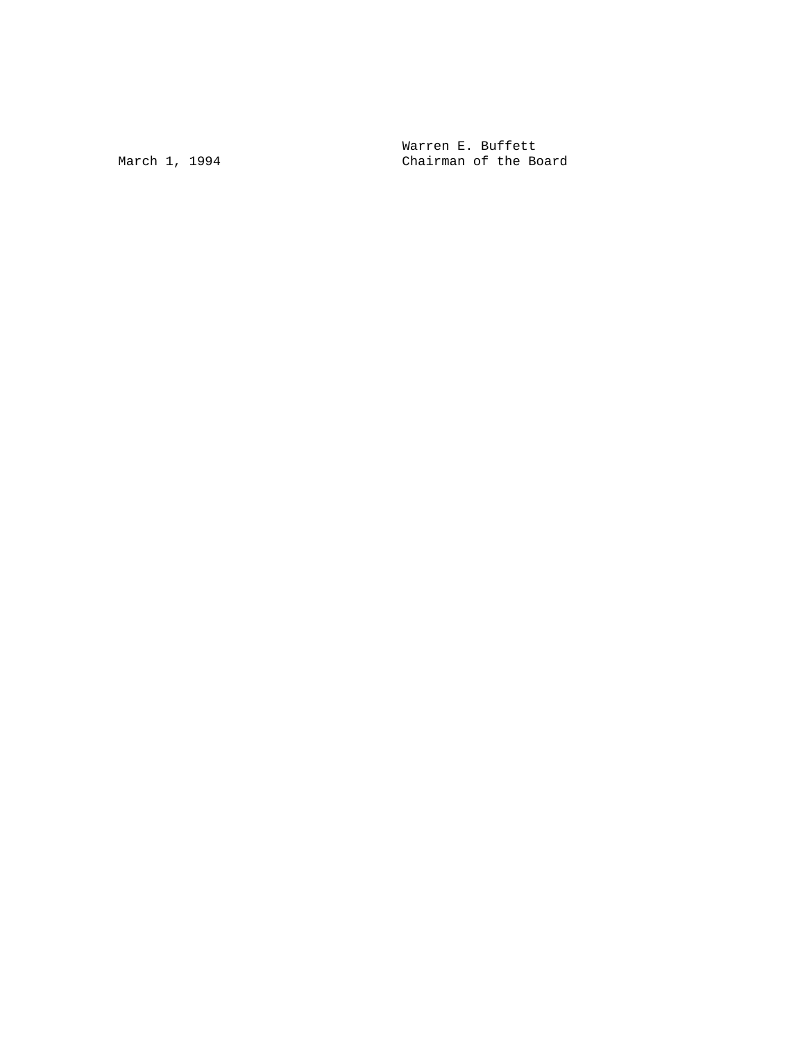Warren E. Buffett

March 1, 1994 Chairman of the Board